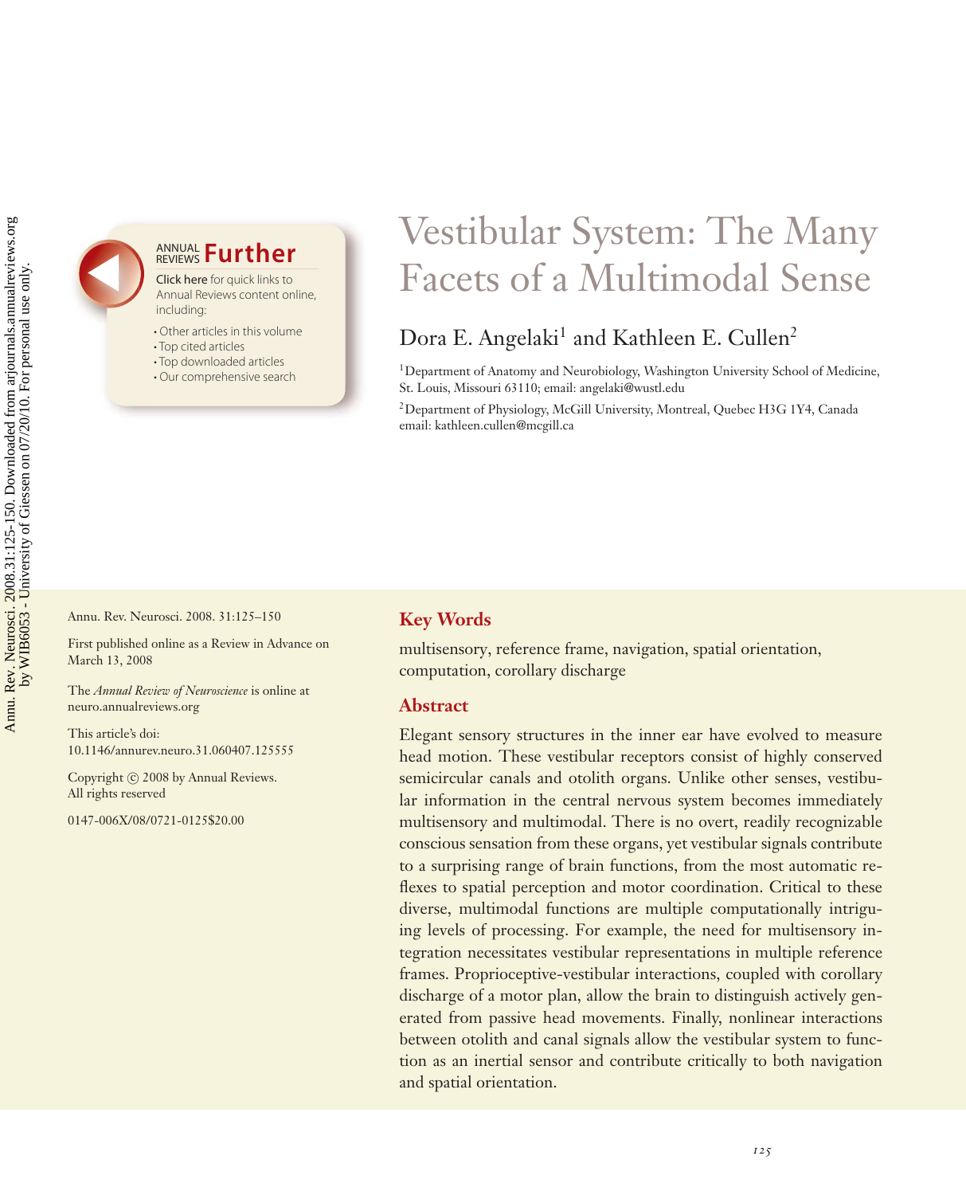# Vestibular System: The Many Facets of a Multimodal Sense

Dora E. Angelaki[1] and Kathleen E. Cullen[2]

[1]Department of Anatomy and Neurobiology, Washington University School of Medicine, St. Louis, Missouri 63110; email: angelaki@wustl.edu

[2]Department of Physiology, McGill University, Montreal, Quebec H3G 1Y4, Canada email: kathleen.cullen@mcgill.ca

Annu. Rev. Neurosci. 2008. 31:125–150

First published online as a Review in Advance on March 13, 2008

The *Annual Review of Neuroscience* is online at neuro.annualreviews.org

This article's doi: 10.1146/annurev.neuro.31.060407.125555

Copyright © 2008 by Annual Reviews. All rights reserved

0147-006X/08/0721-0125$20.00

## Key Words

multisensory, reference frame, navigation, spatial orientation, computation, corollary discharge

## Abstract

Elegant sensory structures in the inner ear have evolved to measure head motion. These vestibular receptors consist of highly conserved semicircular canals and otolith organs. Unlike other senses, vestibular information in the central nervous system becomes immediately multisensory and multimodal. There is no overt, readily recognizable conscious sensation from these organs, yet vestibular signals contribute to a surprising range of brain functions, from the most automatic reflexes to spatial perception and motor coordination. Critical to these diverse, multimodal functions are multiple computationally intriguing levels of processing. For example, the need for multisensory integration necessitates vestibular representations in multiple reference frames. Proprioceptive-vestibular interactions, coupled with corollary discharge of a motor plan, allow the brain to distinguish actively generated from passive head movements. Finally, nonlinear interactions between otolith and canal signals allow the vestibular system to function as an inertial sensor and contribute critically to both navigation and spatial orientation.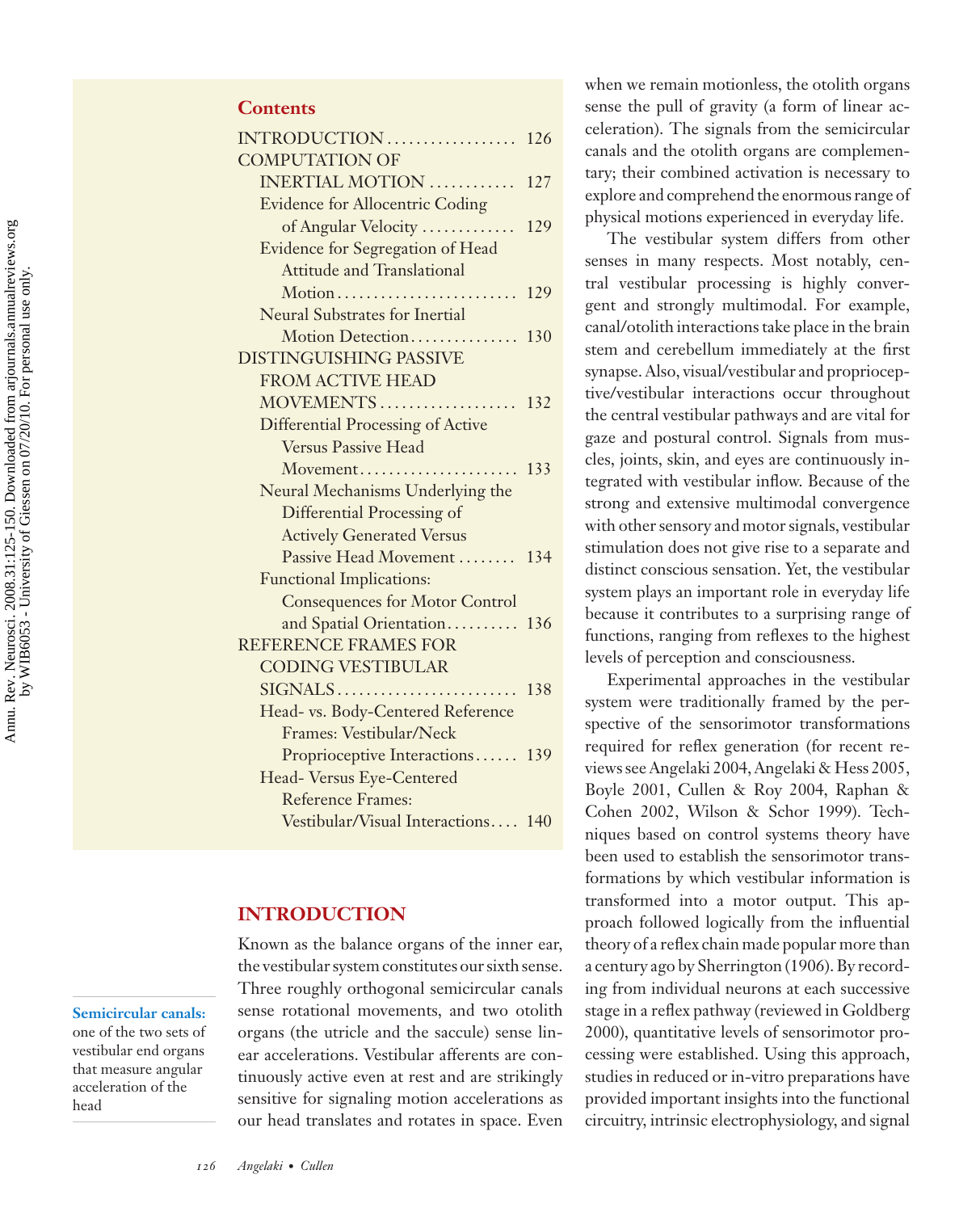## Contents

INTRODUCTION .................. 126
COMPUTATION OF INERTIAL MOTION ............ 127
Evidence for Allocentric Coding of Angular Velocity ............ 129
Evidence for Segregation of Head Attitude and Translational Motion ......................... 129
Neural Substrates for Inertial Motion Detection............... 130
DISTINGUISHING PASSIVE FROM ACTIVE HEAD MOVEMENTS ................... 132
Differential Processing of Active Versus Passive Head Movement...................... 133
Neural Mechanisms Underlying the Differential Processing of Actively Generated Versus Passive Head Movement ........ 134
Functional Implications: Consequences for Motor Control and Spatial Orientation.......... 136
REFERENCE FRAMES FOR CODING VESTIBULAR SIGNALS......................... 138
Head- vs. Body-Centered Reference Frames: Vestibular/Neck Proprioceptive Interactions...... 139
Head- Versus Eye-Centered Reference Frames: Vestibular/Visual Interactions.... 140

## INTRODUCTION

Known as the balance organs of the inner ear, the vestibular system constitutes our sixth sense. Three roughly orthogonal semicircular canals sense rotational movements, and two otolith organs (the utricle and the saccule) sense linear accelerations. Vestibular afferents are continuously active even at rest and are strikingly sensitive for signaling motion accelerations as our head translates and rotates in space. Even when we remain motionless, the otolith organs sense the pull of gravity (a form of linear acceleration). The signals from the semicircular canals and the otolith organs are complementary; their combined activation is necessary to explore and comprehend the enormous range of physical motions experienced in everyday life.

**Semicircular canals:** one of the two sets of vestibular end organs that measure angular acceleration of the head

The vestibular system differs from other senses in many respects. Most notably, central vestibular processing is highly convergent and strongly multimodal. For example, canal/otolith interactions take place in the brain stem and cerebellum immediately at the first synapse. Also, visual/vestibular and proprioceptive/vestibular interactions occur throughout the central vestibular pathways and are vital for gaze and postural control. Signals from muscles, joints, skin, and eyes are continuously integrated with vestibular inflow. Because of the strong and extensive multimodal convergence with other sensory and motor signals, vestibular stimulation does not give rise to a separate and distinct conscious sensation. Yet, the vestibular system plays an important role in everyday life because it contributes to a surprising range of functions, ranging from reflexes to the highest levels of perception and consciousness.

Experimental approaches in the vestibular system were traditionally framed by the perspective of the sensorimotor transformations required for reflex generation (for recent reviews see Angelaki 2004, Angelaki & Hess 2005, Boyle 2001, Cullen & Roy 2004, Raphan & Cohen 2002, Wilson & Schor 1999). Techniques based on control systems theory have been used to establish the sensorimotor transformations by which vestibular information is transformed into a motor output. This approach followed logically from the influential theory of a reflex chain made popular more than a century ago by Sherrington (1906). By recording from individual neurons at each successive stage in a reflex pathway (reviewed in Goldberg 2000), quantitative levels of sensorimotor processing were established. Using this approach, studies in reduced or in-vitro preparations have provided important insights into the functional circuitry, intrinsic electrophysiology, and signal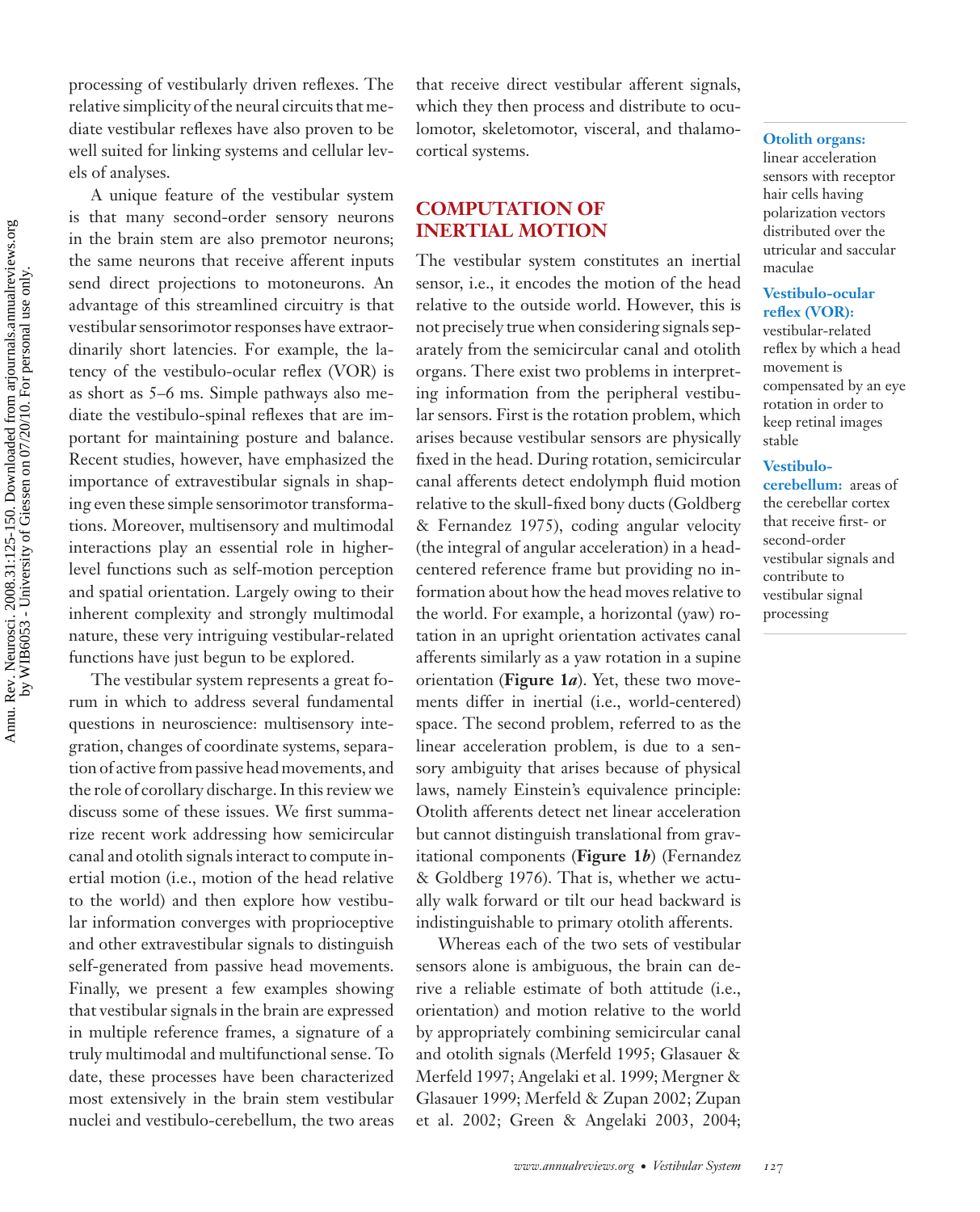processing of vestibularly driven reflexes. The relative simplicity of the neural circuits that mediate vestibular reflexes have also proven to be well suited for linking systems and cellular levels of analyses.

A unique feature of the vestibular system is that many second-order sensory neurons in the brain stem are also premotor neurons; the same neurons that receive afferent inputs send direct projections to motoneurons. An advantage of this streamlined circuitry is that vestibular sensorimotor responses have extraordinarily short latencies. For example, the latency of the vestibulo-ocular reflex (VOR) is as short as 5–6 ms. Simple pathways also mediate the vestibulo-spinal reflexes that are important for maintaining posture and balance. Recent studies, however, have emphasized the importance of extravestibular signals in shaping even these simple sensorimotor transformations. Moreover, multisensory and multimodal interactions play an essential role in higher-level functions such as self-motion perception and spatial orientation. Largely owing to their inherent complexity and strongly multimodal nature, these very intriguing vestibular-related functions have just begun to be explored.

The vestibular system represents a great forum in which to address several fundamental questions in neuroscience: multisensory integration, changes of coordinate systems, separation of active from passive head movements, and the role of corollary discharge. In this review we discuss some of these issues. We first summarize recent work addressing how semicircular canal and otolith signals interact to compute inertial motion (i.e., motion of the head relative to the world) and then explore how vestibular information converges with proprioceptive and other extravestibular signals to distinguish self-generated from passive head movements. Finally, we present a few examples showing that vestibular signals in the brain are expressed in multiple reference frames, a signature of a truly multimodal and multifunctional sense. To date, these processes have been characterized most extensively in the brain stem vestibular nuclei and vestibulo-cerebellum, the two areas that receive direct vestibular afferent signals, which they then process and distribute to oculomotor, skeletomotor, visceral, and thalamocortical systems.

## COMPUTATION OF INERTIAL MOTION

The vestibular system constitutes an inertial sensor, i.e., it encodes the motion of the head relative to the outside world. However, this is not precisely true when considering signals separately from the semicircular canal and otolith organs. There exist two problems in interpreting information from the peripheral vestibular sensors. First is the rotation problem, which arises because vestibular sensors are physically fixed in the head. During rotation, semicircular canal afferents detect endolymph fluid motion relative to the skull-fixed bony ducts (Goldberg & Fernandez 1975), coding angular velocity (the integral of angular acceleration) in a head-centered reference frame but providing no information about how the head moves relative to the world. For example, a horizontal (yaw) rotation in an upright orientation activates canal afferents similarly as a yaw rotation in a supine orientation (**Figure 1*a***). Yet, these two movements differ in inertial (i.e., world-centered) space. The second problem, referred to as the linear acceleration problem, is due to a sensory ambiguity that arises because of physical laws, namely Einstein's equivalence principle: Otolith afferents detect net linear acceleration but cannot distinguish translational from gravitational components (**Figure 1*b***) (Fernandez & Goldberg 1976). That is, whether we actually walk forward or tilt our head backward is indistinguishable to primary otolith afferents.

Whereas each of the two sets of vestibular sensors alone is ambiguous, the brain can derive a reliable estimate of both attitude (i.e., orientation) and motion relative to the world by appropriately combining semicircular canal and otolith signals (Merfeld 1995; Glasauer & Merfeld 1997; Angelaki et al. 1999; Mergner & Glasauer 1999; Merfeld & Zupan 2002; Zupan et al. 2002; Green & Angelaki 2003, 2004;

**Otolith organs:** linear acceleration sensors with receptor hair cells having polarization vectors distributed over the utricular and saccular maculae

**Vestibulo-ocular reflex (VOR):** vestibular-related reflex by which a head movement is compensated by an eye rotation in order to keep retinal images stable

**Vestibulo-cerebellum:** areas of the cerebellar cortex that receive first- or second-order vestibular signals and contribute to vestibular signal processing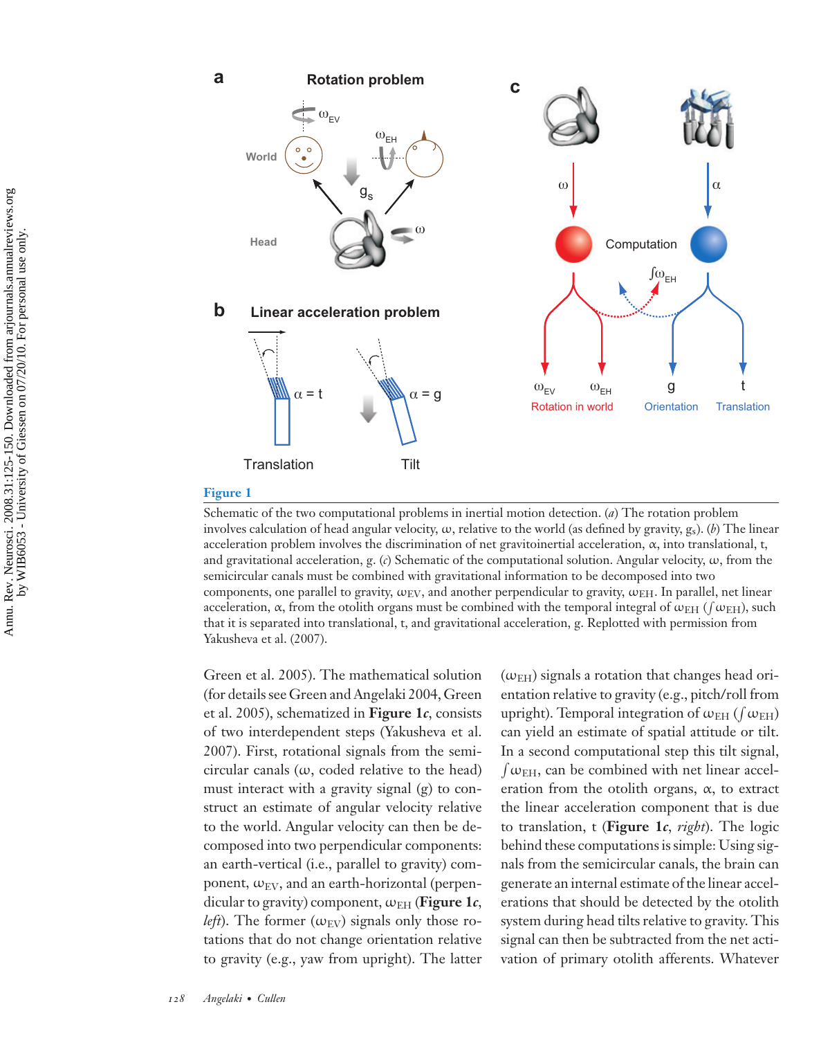**Figure 1**

Schematic of the two computational problems in inertial motion detection. (*a*) The rotation problem involves calculation of head angular velocity, $\omega$, relative to the world (as defined by gravity, $g_s$). (*b*) The linear acceleration problem involves the discrimination of net gravitoinertial acceleration, $\alpha$, into translational, t, and gravitational acceleration, g. (*c*) Schematic of the computational solution. Angular velocity, $\omega$, from the semicircular canals must be combined with gravitational information to be decomposed into two components, one parallel to gravity, $\omega_{EV}$, and another perpendicular to gravity, $\omega_{EH}$. In parallel, net linear acceleration, $\alpha$, from the otolith organs must be combined with the temporal integral of $\omega_{EH}$ ($\int \omega_{EH}$), such that it is separated into translational, t, and gravitational acceleration, g. Replotted with permission from Yakusheva et al. (2007).

Green et al. 2005). The mathematical solution (for details see Green and Angelaki 2004, Green et al. 2005), schematized in **Figure 1*c***, consists of two interdependent steps (Yakusheva et al. 2007). First, rotational signals from the semicircular canals ($\omega$, coded relative to the head) must interact with a gravity signal (g) to construct an estimate of angular velocity relative to the world. Angular velocity can then be decomposed into two perpendicular components: an earth-vertical (i.e., parallel to gravity) component, $\omega_{EV}$, and an earth-horizontal (perpendicular to gravity) component, $\omega_{EH}$ (**Figure 1*c***, *left*). The former ($\omega_{EV}$) signals only those rotations that do not change orientation relative to gravity (e.g., yaw from upright). The latter ($\omega_{EH}$) signals a rotation that changes head orientation relative to gravity (e.g., pitch/roll from upright). Temporal integration of $\omega_{EH}$ ($\int \omega_{EH}$) can yield an estimate of spatial attitude or tilt. In a second computational step this tilt signal, $\int \omega_{EH}$, can be combined with net linear acceleration from the otolith organs, $\alpha$, to extract the linear acceleration component that is due to translation, t (**Figure 1*c***, *right*). The logic behind these computations is simple: Using signals from the semicircular canals, the brain can generate an internal estimate of the linear accelerations that should be detected by the otolith system during head tilts relative to gravity. This signal can then be subtracted from the net activation of primary otolith afferents. Whatever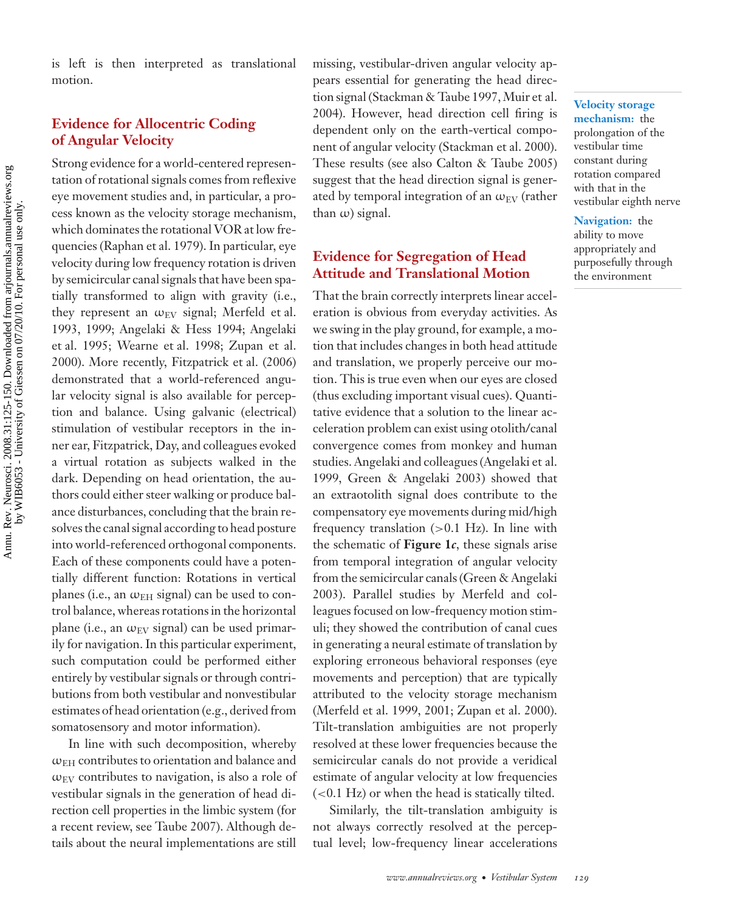is left is then interpreted as translational motion.

## Evidence for Allocentric Coding of Angular Velocity

Strong evidence for a world-centered representation of rotational signals comes from reflexive eye movement studies and, in particular, a process known as the velocity storage mechanism, which dominates the rotational VOR at low frequencies (Raphan et al. 1979). In particular, eye velocity during low frequency rotation is driven by semicircular canal signals that have been spatially transformed to align with gravity (i.e., they represent an $\omega_{EV}$ signal; Merfeld et al. 1993, 1999; Angelaki & Hess 1994; Angelaki et al. 1995; Wearne et al. 1998; Zupan et al. 2000). More recently, Fitzpatrick et al. (2006) demonstrated that a world-referenced angular velocity signal is also available for perception and balance. Using galvanic (electrical) stimulation of vestibular receptors in the inner ear, Fitzpatrick, Day, and colleagues evoked a virtual rotation as subjects walked in the dark. Depending on head orientation, the authors could either steer walking or produce balance disturbances, concluding that the brain resolves the canal signal according to head posture into world-referenced orthogonal components. Each of these components could have a potentially different function: Rotations in vertical planes (i.e., an $\omega_{EH}$ signal) can be used to control balance, whereas rotations in the horizontal plane (i.e., an $\omega_{EV}$ signal) can be used primarily for navigation. In this particular experiment, such computation could be performed either entirely by vestibular signals or through contributions from both vestibular and nonvestibular estimates of head orientation (e.g., derived from somatosensory and motor information).

In line with such decomposition, whereby $\omega_{EH}$ contributes to orientation and balance and $\omega_{EV}$ contributes to navigation, is also a role of vestibular signals in the generation of head direction cell properties in the limbic system (for a recent review, see Taube 2007). Although details about the neural implementations are still missing, vestibular-driven angular velocity appears essential for generating the head direction signal (Stackman & Taube 1997, Muir et al. 2004). However, head direction cell firing is dependent only on the earth-vertical component of angular velocity (Stackman et al. 2000). These results (see also Calton & Taube 2005) suggest that the head direction signal is generated by temporal integration of an $\omega_{EV}$ (rather than $\omega$) signal.

**Velocity storage mechanism:** the prolongation of the vestibular time constant during rotation compared with that in the vestibular eighth nerve

**Navigation:** the ability to move appropriately and purposefully through the environment

## Evidence for Segregation of Head Attitude and Translational Motion

That the brain correctly interprets linear acceleration is obvious from everyday activities. As we swing in the play ground, for example, a motion that includes changes in both head attitude and translation, we properly perceive our motion. This is true even when our eyes are closed (thus excluding important visual cues). Quantitative evidence that a solution to the linear acceleration problem can exist using otolith/canal convergence comes from monkey and human studies. Angelaki and colleagues (Angelaki et al. 1999, Green & Angelaki 2003) showed that an extraotolith signal does contribute to the compensatory eye movements during mid/high frequency translation (>0.1 Hz). In line with the schematic of **Figure 1*c***, these signals arise from temporal integration of angular velocity from the semicircular canals (Green & Angelaki 2003). Parallel studies by Merfeld and colleagues focused on low-frequency motion stimuli; they showed the contribution of canal cues in generating a neural estimate of translation by exploring erroneous behavioral responses (eye movements and perception) that are typically attributed to the velocity storage mechanism (Merfeld et al. 1999, 2001; Zupan et al. 2000). Tilt-translation ambiguities are not properly resolved at these lower frequencies because the semicircular canals do not provide a veridical estimate of angular velocity at low frequencies (<0.1 Hz) or when the head is statically tilted.

Similarly, the tilt-translation ambiguity is not always correctly resolved at the perceptual level; low-frequency linear accelerations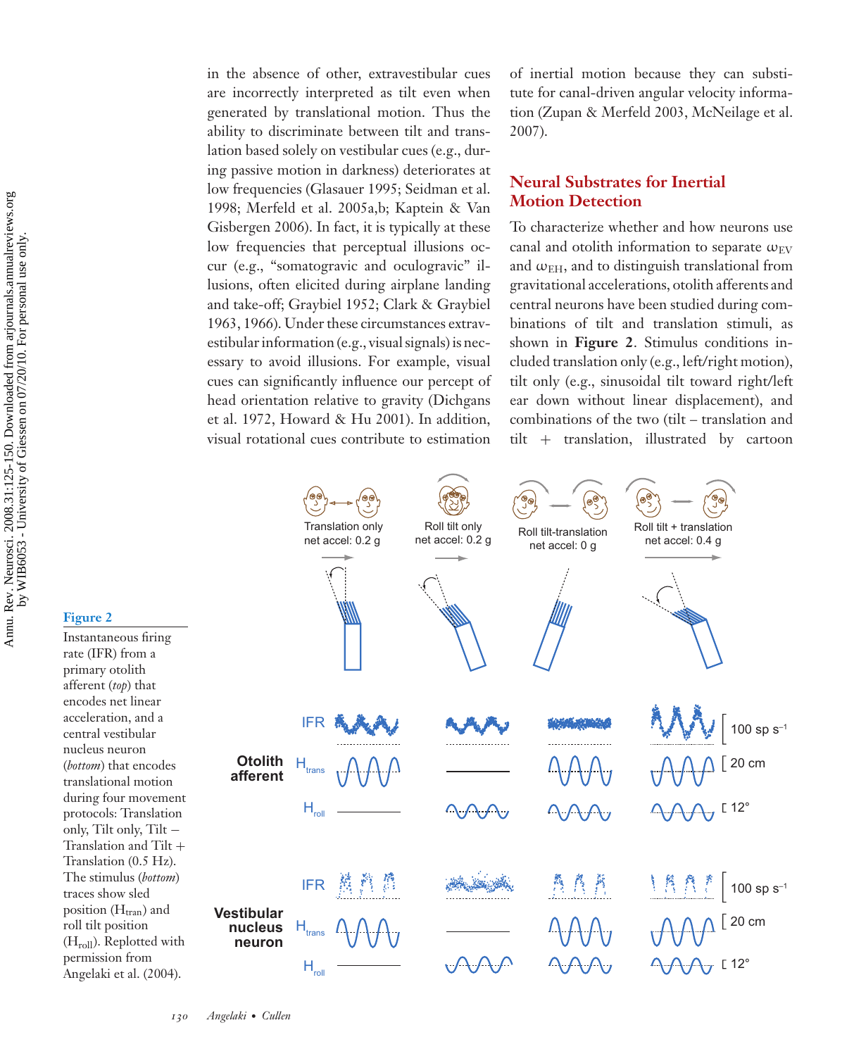in the absence of other, extravestibular cues are incorrectly interpreted as tilt even when generated by translational motion. Thus the ability to discriminate between tilt and translation based solely on vestibular cues (e.g., during passive motion in darkness) deteriorates at low frequencies (Glasauer 1995; Seidman et al. 1998; Merfeld et al. 2005a,b; Kaptein & Van Gisbergen 2006). In fact, it is typically at these low frequencies that perceptual illusions occur (e.g., "somatogravic and oculogravic" illusions, often elicited during airplane landing and take-off; Graybiel 1952; Clark & Graybiel 1963, 1966). Under these circumstances extravestibular information (e.g., visual signals) is necessary to avoid illusions. For example, visual cues can significantly influence our percept of head orientation relative to gravity (Dichgans et al. 1972, Howard & Hu 2001). In addition, visual rotational cues contribute to estimation of inertial motion because they can substitute for canal-driven angular velocity information (Zupan & Merfeld 2003, McNeilage et al. 2007).

## Neural Substrates for Inertial Motion Detection

To characterize whether and how neurons use canal and otolith information to separate $\omega_{EV}$ and $\omega_{EH}$, and to distinguish translational from gravitational accelerations, otolith afferents and central neurons have been studied during combinations of tilt and translation stimuli, as shown in **Figure 2**. Stimulus conditions included translation only (e.g., left/right motion), tilt only (e.g., sinusoidal tilt toward right/left ear down without linear displacement), and combinations of the two (tilt – translation and tilt + translation, illustrated by cartoon

**Figure 2**

Instantaneous firing rate (IFR) from a primary otolith afferent (*top*) that encodes net linear acceleration, and a central vestibular nucleus neuron (*bottom*) that encodes translational motion during four movement protocols: Translation only, Tilt only, Tilt – Translation and Tilt + Translation (0.5 Hz). The stimulus (*bottom*) traces show sled position ($H_{tran}$) and roll tilt position ($H_{roll}$). Replotted with permission from Angelaki et al. (2004).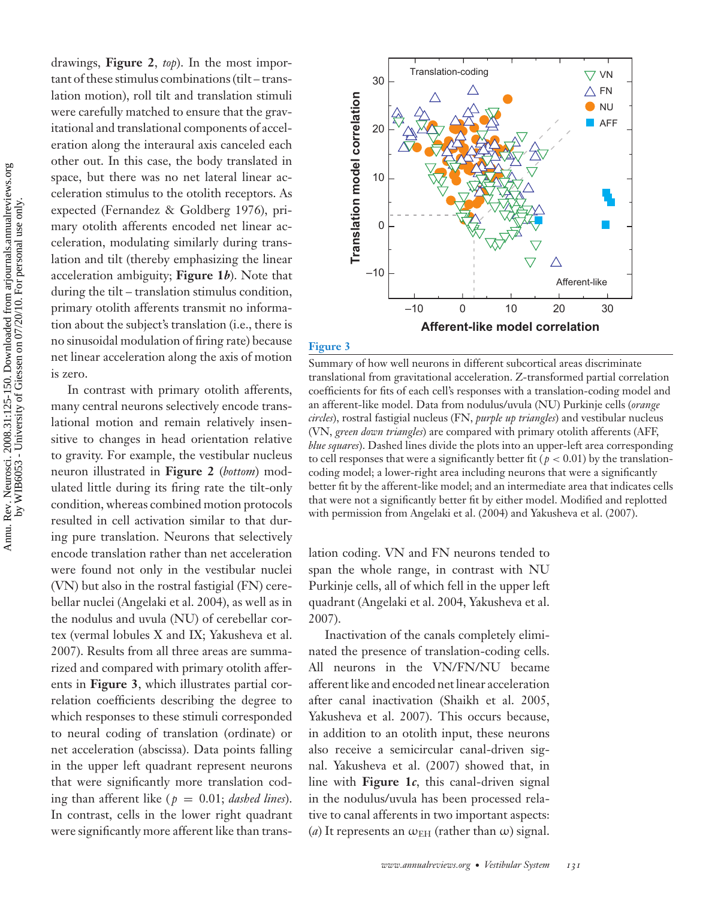drawings, **Figure 2**, *top*). In the most important of these stimulus combinations (tilt – translation motion), roll tilt and translation stimuli were carefully matched to ensure that the gravitational and translational components of acceleration along the interaural axis canceled each other out. In this case, the body translated in space, but there was no net lateral linear acceleration stimulus to the otolith receptors. As expected (Fernandez & Goldberg 1976), primary otolith afferents encoded net linear acceleration, modulating similarly during translation and tilt (thereby emphasizing the linear acceleration ambiguity; **Figure 1*b***). Note that during the tilt – translation stimulus condition, primary otolith afferents transmit no information about the subject's translation (i.e., there is no sinusoidal modulation of firing rate) because net linear acceleration along the axis of motion is zero.

In contrast with primary otolith afferents, many central neurons selectively encode translational motion and remain relatively insensitive to changes in head orientation relative to gravity. For example, the vestibular nucleus neuron illustrated in **Figure 2** (*bottom*) modulated little during its firing rate the tilt-only condition, whereas combined motion protocols resulted in cell activation similar to that during pure translation. Neurons that selectively encode translation rather than net acceleration were found not only in the vestibular nuclei (VN) but also in the rostral fastigial (FN) cerebellar nuclei (Angelaki et al. 2004), as well as in the nodulus and uvula (NU) of cerebellar cortex (vermal lobules X and IX; Yakusheva et al. 2007). Results from all three areas are summarized and compared with primary otolith afferents in **Figure 3**, which illustrates partial correlation coefficients describing the degree to which responses to these stimuli corresponded to neural coding of translation (ordinate) or net acceleration (abscissa). Data points falling in the upper left quadrant represent neurons that were significantly more translation coding than afferent like ($p = 0.01$; *dashed lines*). In contrast, cells in the lower right quadrant were significantly more afferent like than translation coding. VN and FN neurons tended to span the whole range, in contrast with NU Purkinje cells, all of which fell in the upper left quadrant (Angelaki et al. 2004, Yakusheva et al. 2007).

**Figure 3**

Summary of how well neurons in different subcortical areas discriminate translational from gravitational acceleration. Z-transformed partial correlation coefficients for fits of each cell's responses with a translation-coding model and an afferent-like model. Data from nodulus/uvula (NU) Purkinje cells (*orange circles*), rostral fastigial nucleus (FN, *purple up triangles*) and vestibular nucleus (VN, *green down triangles*) are compared with primary otolith afferents (AFF, *blue squares*). Dashed lines divide the plots into an upper-left area corresponding to cell responses that were a significantly better fit ($p < 0.01$) by the translation-coding model; a lower-right area including neurons that were a significantly better fit by the afferent-like model; and an intermediate area that indicates cells that were not a significantly better fit by either model. Modified and replotted with permission from Angelaki et al. (2004) and Yakusheva et al. (2007).

Inactivation of the canals completely eliminated the presence of translation-coding cells. All neurons in the VN/FN/NU became afferent like and encoded net linear acceleration after canal inactivation (Shaikh et al. 2005, Yakusheva et al. 2007). This occurs because, in addition to an otolith input, these neurons also receive a semicircular canal-driven signal. Yakusheva et al. (2007) showed that, in line with **Figure 1*c***, this canal-driven signal in the nodulus/uvula has been processed relative to canal afferents in two important aspects: (*a*) It represents an $\omega_{EH}$ (rather than $\omega$) signal.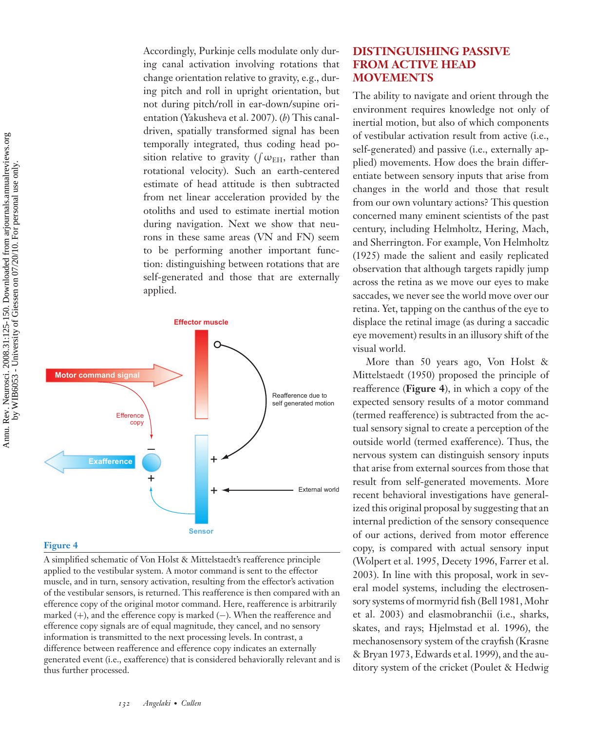Accordingly, Purkinje cells modulate only during canal activation involving rotations that change orientation relative to gravity, e.g., during pitch and roll in upright orientation, but not during pitch/roll in ear-down/supine orientation (Yakusheva et al. 2007). (*b*) This canal-driven, spatially transformed signal has been temporally integrated, thus coding head position relative to gravity ($\int \omega_{EH}$, rather than rotational velocity). Such an earth-centered estimate of head attitude is then subtracted from net linear acceleration provided by the otoliths and used to estimate inertial motion during navigation. Next we show that neurons in these same areas (VN and FN) seem to be performing another important function: distinguishing between rotations that are self-generated and those that are externally applied.

**Figure 4**

A simplified schematic of Von Holst & Mittelstaedt's reafference principle applied to the vestibular system. A motor command is sent to the effector muscle, and in turn, sensory activation, resulting from the effector's activation of the vestibular sensors, is returned. This reafference is then compared with an efference copy of the original motor command. Here, reafference is arbitrarily marked (+), and the efference copy is marked (−). When the reafference and efference copy signals are of equal magnitude, they cancel, and no sensory information is transmitted to the next processing levels. In contrast, a difference between reafference and efference copy indicates an externally generated event (i.e., exafference) that is considered behaviorally relevant and is thus further processed.

## DISTINGUISHING PASSIVE FROM ACTIVE HEAD MOVEMENTS

The ability to navigate and orient through the environment requires knowledge not only of inertial motion, but also of which components of vestibular activation result from active (i.e., self-generated) and passive (i.e., externally applied) movements. How does the brain differentiate between sensory inputs that arise from changes in the world and those that result from our own voluntary actions? This question concerned many eminent scientists of the past century, including Helmholtz, Hering, Mach, and Sherrington. For example, Von Helmholtz (1925) made the salient and easily replicated observation that although targets rapidly jump across the retina as we move our eyes to make saccades, we never see the world move over our retina. Yet, tapping on the canthus of the eye to displace the retinal image (as during a saccadic eye movement) results in an illusory shift of the visual world.

More than 50 years ago, Von Holst & Mittelstaedt (1950) proposed the principle of reafference (**Figure 4**), in which a copy of the expected sensory results of a motor command (termed reafference) is subtracted from the actual sensory signal to create a perception of the outside world (termed exafference). Thus, the nervous system can distinguish sensory inputs that arise from external sources from those that result from self-generated movements. More recent behavioral investigations have generalized this original proposal by suggesting that an internal prediction of the sensory consequence of our actions, derived from motor efference copy, is compared with actual sensory input (Wolpert et al. 1995, Decety 1996, Farrer et al. 2003). In line with this proposal, work in several model systems, including the electrosensory systems of mormyrid fish (Bell 1981, Mohr et al. 2003) and elasmobranchii (i.e., sharks, skates, and rays; Hjelmstad et al. 1996), the mechanosensory system of the crayfish (Krasne & Bryan 1973, Edwards et al. 1999), and the auditory system of the cricket (Poulet & Hedwig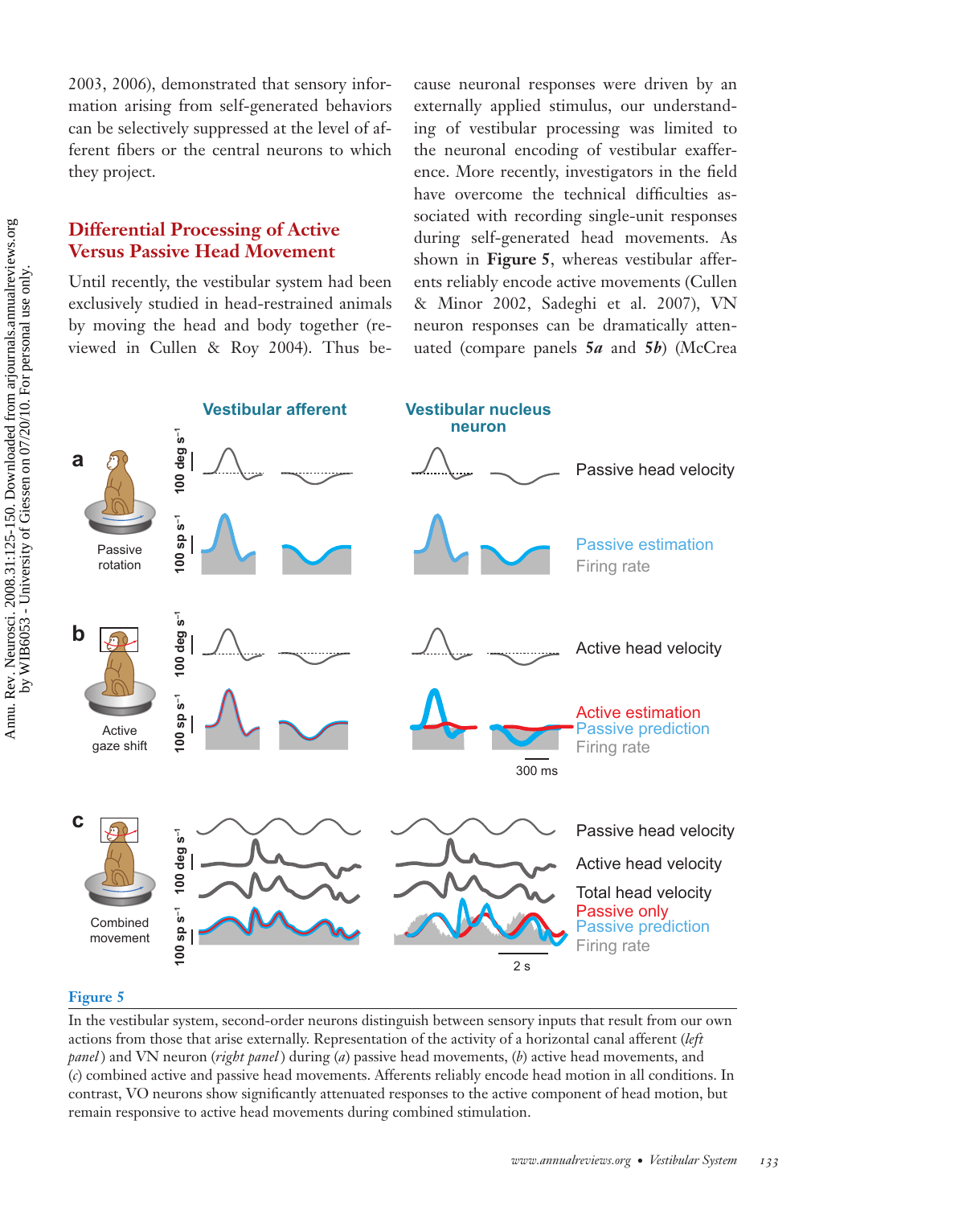2003, 2006), demonstrated that sensory information arising from self-generated behaviors can be selectively suppressed at the level of afferent fibers or the central neurons to which they project.

## Differential Processing of Active Versus Passive Head Movement

Until recently, the vestibular system had been exclusively studied in head-restrained animals by moving the head and body together (reviewed in Cullen & Roy 2004). Thus because neuronal responses were driven by an externally applied stimulus, our understanding of vestibular processing was limited to the neuronal encoding of vestibular exafference. More recently, investigators in the field have overcome the technical difficulties associated with recording single-unit responses during self-generated head movements. As shown in **Figure 5**, whereas vestibular afferents reliably encode active movements (Cullen & Minor 2002, Sadeghi et al. 2007), VN neuron responses can be dramatically attenuated (compare panels ***5a*** and ***5b***) (McCrea

**Figure 5**

In the vestibular system, second-order neurons distinguish between sensory inputs that result from our own actions from those that arise externally. Representation of the activity of a horizontal canal afferent (*left panel*) and VN neuron (*right panel*) during (*a*) passive head movements, (*b*) active head movements, and (*c*) combined active and passive head movements. Afferents reliably encode head motion in all conditions. In contrast, VO neurons show significantly attenuated responses to the active component of head motion, but remain responsive to active head movements during combined stimulation.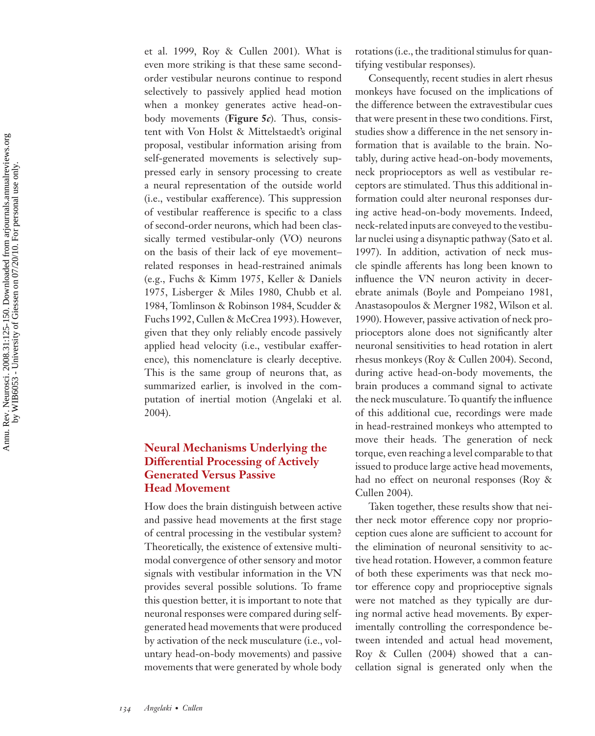et al. 1999, Roy & Cullen 2001). What is even more striking is that these same second-order vestibular neurons continue to respond selectively to passively applied head motion when a monkey generates active head-on-body movements (**Figure 5*c***). Thus, consistent with Von Holst & Mittelstaedt's original proposal, vestibular information arising from self-generated movements is selectively suppressed early in sensory processing to create a neural representation of the outside world (i.e., vestibular exafference). This suppression of vestibular reafference is specific to a class of second-order neurons, which had been classically termed vestibular-only (VO) neurons on the basis of their lack of eye movement–related responses in head-restrained animals (e.g., Fuchs & Kimm 1975, Keller & Daniels 1975, Lisberger & Miles 1980, Chubb et al. 1984, Tomlinson & Robinson 1984, Scudder & Fuchs 1992, Cullen & McCrea 1993). However, given that they only reliably encode passively applied head velocity (i.e., vestibular exafference), this nomenclature is clearly deceptive. This is the same group of neurons that, as summarized earlier, is involved in the computation of inertial motion (Angelaki et al. 2004).

## Neural Mechanisms Underlying the Differential Processing of Actively Generated Versus Passive Head Movement

How does the brain distinguish between active and passive head movements at the first stage of central processing in the vestibular system? Theoretically, the existence of extensive multimodal convergence of other sensory and motor signals with vestibular information in the VN provides several possible solutions. To frame this question better, it is important to note that neuronal responses were compared during self-generated head movements that were produced by activation of the neck musculature (i.e., voluntary head-on-body movements) and passive movements that were generated by whole body rotations (i.e., the traditional stimulus for quantifying vestibular responses).

Consequently, recent studies in alert rhesus monkeys have focused on the implications of the difference between the extravestibular cues that were present in these two conditions. First, studies show a difference in the net sensory information that is available to the brain. Notably, during active head-on-body movements, neck proprioceptors as well as vestibular receptors are stimulated. Thus this additional information could alter neuronal responses during active head-on-body movements. Indeed, neck-related inputs are conveyed to the vestibular nuclei using a disynaptic pathway (Sato et al. 1997). In addition, activation of neck muscle spindle afferents has long been known to influence the VN neuron activity in decerebrate animals (Boyle and Pompeiano 1981, Anastasopoulos & Mergner 1982, Wilson et al. 1990). However, passive activation of neck proprioceptors alone does not significantly alter neuronal sensitivities to head rotation in alert rhesus monkeys (Roy & Cullen 2004). Second, during active head-on-body movements, the brain produces a command signal to activate the neck musculature. To quantify the influence of this additional cue, recordings were made in head-restrained monkeys who attempted to move their heads. The generation of neck torque, even reaching a level comparable to that issued to produce large active head movements, had no effect on neuronal responses (Roy & Cullen 2004).

Taken together, these results show that neither neck motor efference copy nor proprioception cues alone are sufficient to account for the elimination of neuronal sensitivity to active head rotation. However, a common feature of both these experiments was that neck motor efference copy and proprioceptive signals were not matched as they typically are during normal active head movements. By experimentally controlling the correspondence between intended and actual head movement, Roy & Cullen (2004) showed that a cancellation signal is generated only when the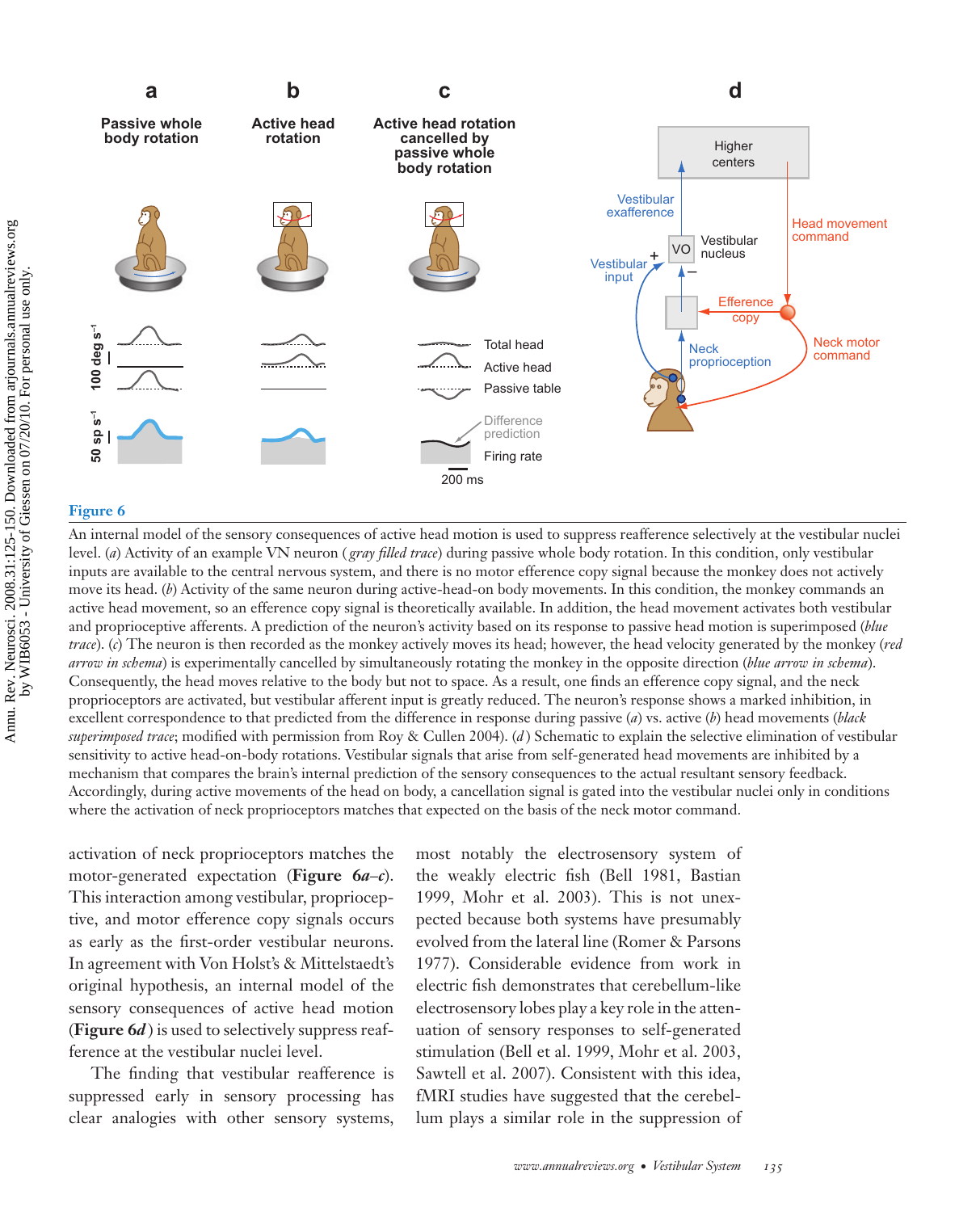a

Passive whole body rotation

b

Active head rotation

c

Active head rotation cancelled by passive whole body rotation

d

Higher centers

Vestibular exafference

Head movement command

Vestibular input

VO Vestibular nucleus

Efference copy

Neck proprioception

Neck motor command

100 deg s⁻¹

50 sp s⁻¹

Total head

Active head

Passive table

Difference prediction

Firing rate

200 ms

**Figure 6**

An internal model of the sensory consequences of active head motion is used to suppress reafference selectively at the vestibular nuclei level. (*a*) Activity of an example VN neuron (*gray filled trace*) during passive whole body rotation. In this condition, only vestibular inputs are available to the central nervous system, and there is no motor efference copy signal because the monkey does not actively move its head. (*b*) Activity of the same neuron during active-head-on body movements. In this condition, the monkey commands an active head movement, so an efference copy signal is theoretically available. In addition, the head movement activates both vestibular and proprioceptive afferents. A prediction of the neuron's activity based on its response to passive head motion is superimposed (*blue trace*). (*c*) The neuron is then recorded as the monkey actively moves its head; however, the head velocity generated by the monkey (*red arrow in schema*) is experimentally cancelled by simultaneously rotating the monkey in the opposite direction (*blue arrow in schema*). Consequently, the head moves relative to the body but not to space. As a result, one finds an efference copy signal, and the neck proprioceptors are activated, but vestibular afferent input is greatly reduced. The neuron's response shows a marked inhibition, in excellent correspondence to that predicted from the difference in response during passive (*a*) vs. active (*b*) head movements (*black superimposed trace*; modified with permission from Roy & Cullen 2004). (*d*) Schematic to explain the selective elimination of vestibular sensitivity to active head-on-body rotations. Vestibular signals that arise from self-generated head movements are inhibited by a mechanism that compares the brain's internal prediction of the sensory consequences to the actual resultant sensory feedback. Accordingly, during active movements of the head on body, a cancellation signal is gated into the vestibular nuclei only in conditions where the activation of neck proprioceptors matches that expected on the basis of the neck motor command.

activation of neck proprioceptors matches the motor-generated expectation (**Figure 6*a*–*c***). This interaction among vestibular, proprioceptive, and motor efference copy signals occurs as early as the first-order vestibular neurons. In agreement with Von Holst's & Mittelstaedt's original hypothesis, an internal model of the sensory consequences of active head motion (**Figure 6*d***) is used to selectively suppress reafference at the vestibular nuclei level.

The finding that vestibular reafference is suppressed early in sensory processing has clear analogies with other sensory systems, most notably the electrosensory system of the weakly electric fish (Bell 1981, Bastian 1999, Mohr et al. 2003). This is not unexpected because both systems have presumably evolved from the lateral line (Romer & Parsons 1977). Considerable evidence from work in electric fish demonstrates that cerebellum-like electrosensory lobes play a key role in the attenuation of sensory responses to self-generated stimulation (Bell et al. 1999, Mohr et al. 2003, Sawtell et al. 2007). Consistent with this idea, fMRI studies have suggested that the cerebellum plays a similar role in the suppression of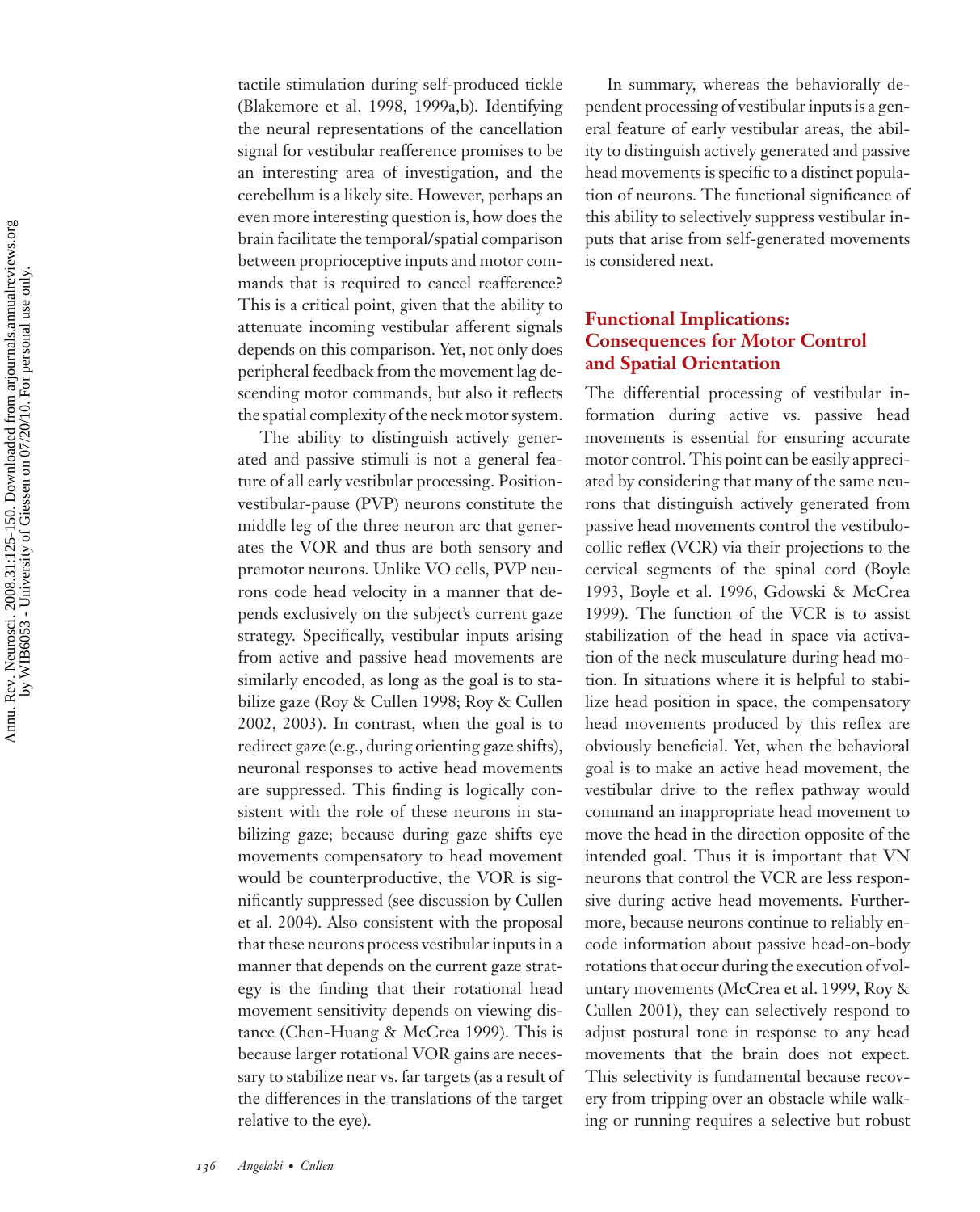tactile stimulation during self-produced tickle (Blakemore et al. 1998, 1999a,b). Identifying the neural representations of the cancellation signal for vestibular reafference promises to be an interesting area of investigation, and the cerebellum is a likely site. However, perhaps an even more interesting question is, how does the brain facilitate the temporal/spatial comparison between proprioceptive inputs and motor commands that is required to cancel reafference? This is a critical point, given that the ability to attenuate incoming vestibular afferent signals depends on this comparison. Yet, not only does peripheral feedback from the movement lag descending motor commands, but also it reflects the spatial complexity of the neck motor system.

The ability to distinguish actively generated and passive stimuli is not a general feature of all early vestibular processing. Position-vestibular-pause (PVP) neurons constitute the middle leg of the three neuron arc that generates the VOR and thus are both sensory and premotor neurons. Unlike VO cells, PVP neurons code head velocity in a manner that depends exclusively on the subject's current gaze strategy. Specifically, vestibular inputs arising from active and passive head movements are similarly encoded, as long as the goal is to stabilize gaze (Roy & Cullen 1998; Roy & Cullen 2002, 2003). In contrast, when the goal is to redirect gaze (e.g., during orienting gaze shifts), neuronal responses to active head movements are suppressed. This finding is logically consistent with the role of these neurons in stabilizing gaze; because during gaze shifts eye movements compensatory to head movement would be counterproductive, the VOR is significantly suppressed (see discussion by Cullen et al. 2004). Also consistent with the proposal that these neurons process vestibular inputs in a manner that depends on the current gaze strategy is the finding that their rotational head movement sensitivity depends on viewing distance (Chen-Huang & McCrea 1999). This is because larger rotational VOR gains are necessary to stabilize near vs. far targets (as a result of the differences in the translations of the target relative to the eye).

In summary, whereas the behaviorally dependent processing of vestibular inputs is a general feature of early vestibular areas, the ability to distinguish actively generated and passive head movements is specific to a distinct population of neurons. The functional significance of this ability to selectively suppress vestibular inputs that arise from self-generated movements is considered next.

## Functional Implications: Consequences for Motor Control and Spatial Orientation

The differential processing of vestibular information during active vs. passive head movements is essential for ensuring accurate motor control. This point can be easily appreciated by considering that many of the same neurons that distinguish actively generated from passive head movements control the vestibulocollic reflex (VCR) via their projections to the cervical segments of the spinal cord (Boyle 1993, Boyle et al. 1996, Gdowski & McCrea 1999). The function of the VCR is to assist stabilization of the head in space via activation of the neck musculature during head motion. In situations where it is helpful to stabilize head position in space, the compensatory head movements produced by this reflex are obviously beneficial. Yet, when the behavioral goal is to make an active head movement, the vestibular drive to the reflex pathway would command an inappropriate head movement to move the head in the direction opposite of the intended goal. Thus it is important that VN neurons that control the VCR are less responsive during active head movements. Furthermore, because neurons continue to reliably encode information about passive head-on-body rotations that occur during the execution of voluntary movements (McCrea et al. 1999, Roy & Cullen 2001), they can selectively respond to adjust postural tone in response to any head movements that the brain does not expect. This selectivity is fundamental because recovery from tripping over an obstacle while walking or running requires a selective but robust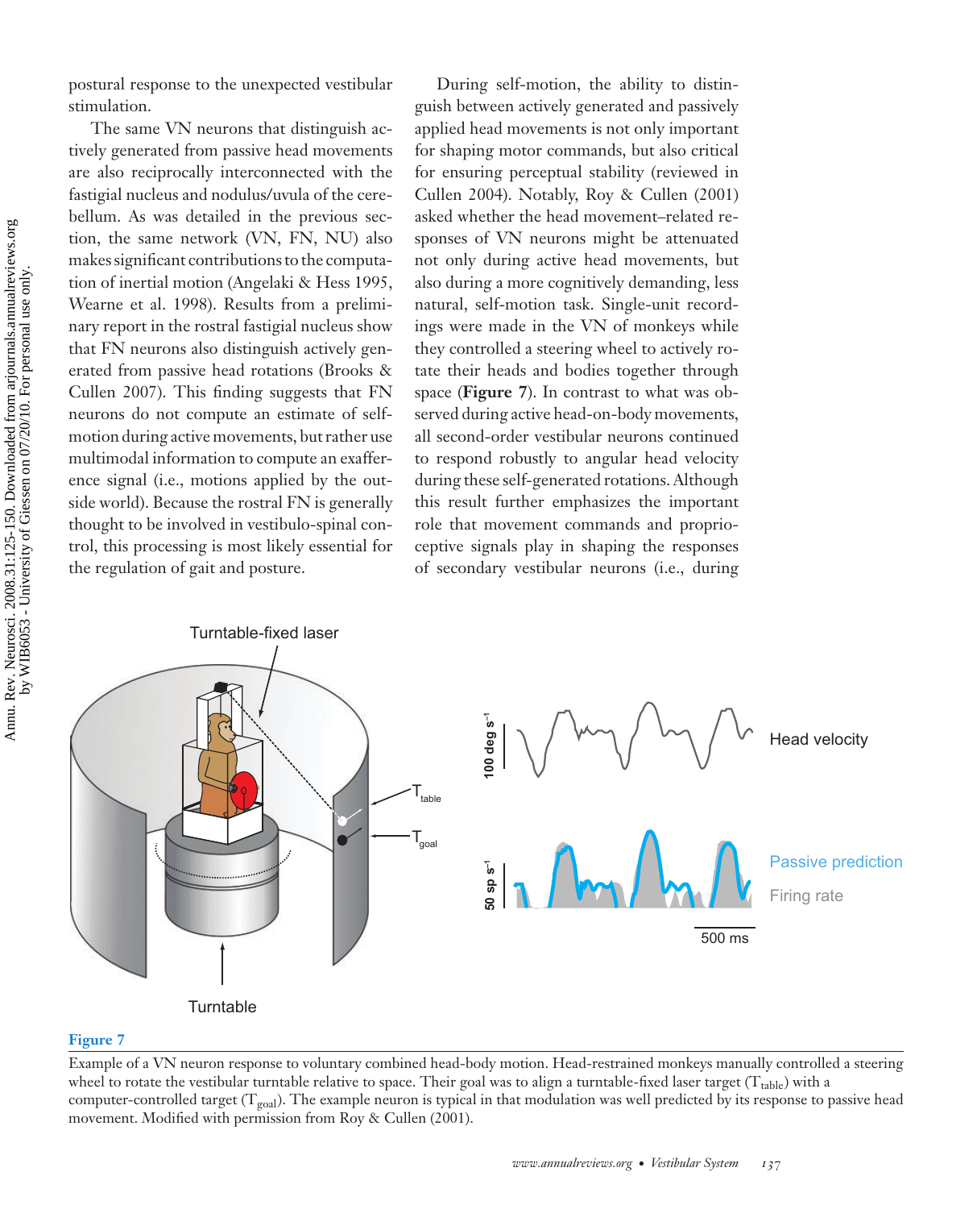postural response to the unexpected vestibular stimulation.

The same VN neurons that distinguish actively generated from passive head movements are also reciprocally interconnected with the fastigial nucleus and nodulus/uvula of the cerebellum. As was detailed in the previous section, the same network (VN, FN, NU) also makes significant contributions to the computation of inertial motion (Angelaki & Hess 1995, Wearne et al. 1998). Results from a preliminary report in the rostral fastigial nucleus show that FN neurons also distinguish actively generated from passive head rotations (Brooks & Cullen 2007). This finding suggests that FN neurons do not compute an estimate of self-motion during active movements, but rather use multimodal information to compute an exafference signal (i.e., motions applied by the outside world). Because the rostral FN is generally thought to be involved in vestibulo-spinal control, this processing is most likely essential for the regulation of gait and posture.

During self-motion, the ability to distinguish between actively generated and passively applied head movements is not only important for shaping motor commands, but also critical for ensuring perceptual stability (reviewed in Cullen 2004). Notably, Roy & Cullen (2001) asked whether the head movement–related responses of VN neurons might be attenuated not only during active head movements, but also during a more cognitively demanding, less natural, self-motion task. Single-unit recordings were made in the VN of monkeys while they controlled a steering wheel to actively rotate their heads and bodies together through space (**Figure 7**). In contrast to what was observed during active head-on-body movements, all second-order vestibular neurons continued to respond robustly to angular head velocity during these self-generated rotations. Although this result further emphasizes the important role that movement commands and proprioceptive signals play in shaping the responses of secondary vestibular neurons (i.e., during

**Figure 7**

Example of a VN neuron response to voluntary combined head-body motion. Head-restrained monkeys manually controlled a steering wheel to rotate the vestibular turntable relative to space. Their goal was to align a turntable-fixed laser target ($T_{table}$) with a computer-controlled target ($T_{goal}$). The example neuron is typical in that modulation was well predicted by its response to passive head movement. Modified with permission from Roy & Cullen (2001).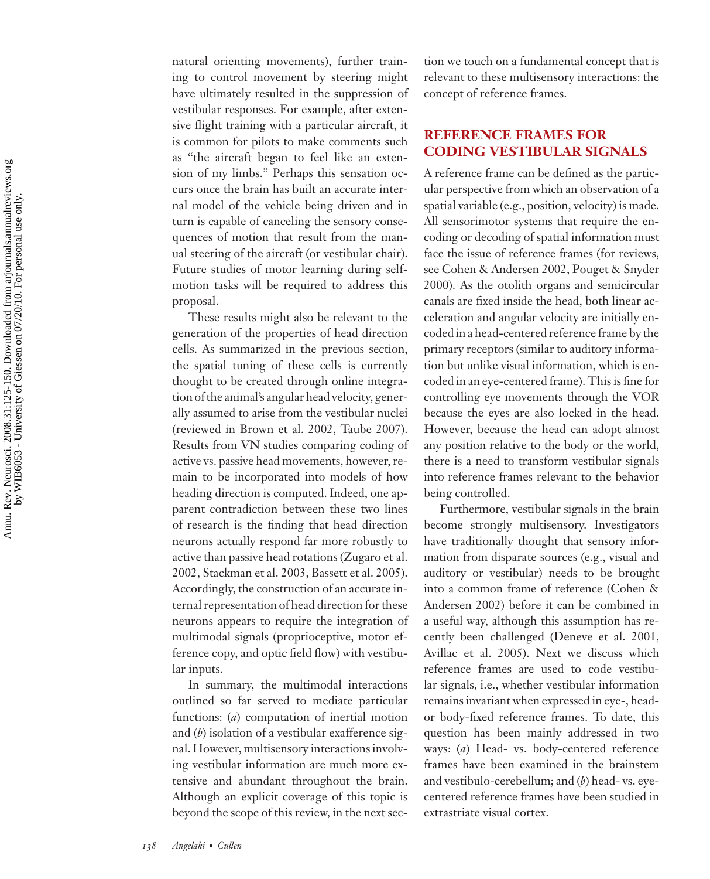natural orienting movements), further training to control movement by steering might have ultimately resulted in the suppression of vestibular responses. For example, after extensive flight training with a particular aircraft, it is common for pilots to make comments such as "the aircraft began to feel like an extension of my limbs." Perhaps this sensation occurs once the brain has built an accurate internal model of the vehicle being driven and in turn is capable of canceling the sensory consequences of motion that result from the manual steering of the aircraft (or vestibular chair). Future studies of motor learning during self-motion tasks will be required to address this proposal.

These results might also be relevant to the generation of the properties of head direction cells. As summarized in the previous section, the spatial tuning of these cells is currently thought to be created through online integration of the animal's angular head velocity, generally assumed to arise from the vestibular nuclei (reviewed in Brown et al. 2002, Taube 2007). Results from VN studies comparing coding of active vs. passive head movements, however, remain to be incorporated into models of how heading direction is computed. Indeed, one apparent contradiction between these two lines of research is the finding that head direction neurons actually respond far more robustly to active than passive head rotations (Zugaro et al. 2002, Stackman et al. 2003, Bassett et al. 2005). Accordingly, the construction of an accurate internal representation of head direction for these neurons appears to require the integration of multimodal signals (proprioceptive, motor efference copy, and optic field flow) with vestibular inputs.

In summary, the multimodal interactions outlined so far served to mediate particular functions: (*a*) computation of inertial motion and (*b*) isolation of a vestibular exafference signal. However, multisensory interactions involving vestibular information are much more extensive and abundant throughout the brain. Although an explicit coverage of this topic is beyond the scope of this review, in the next section we touch on a fundamental concept that is relevant to these multisensory interactions: the concept of reference frames.

## REFERENCE FRAMES FOR CODING VESTIBULAR SIGNALS

A reference frame can be defined as the particular perspective from which an observation of a spatial variable (e.g., position, velocity) is made. All sensorimotor systems that require the encoding or decoding of spatial information must face the issue of reference frames (for reviews, see Cohen & Andersen 2002, Pouget & Snyder 2000). As the otolith organs and semicircular canals are fixed inside the head, both linear acceleration and angular velocity are initially encoded in a head-centered reference frame by the primary receptors (similar to auditory information but unlike visual information, which is encoded in an eye-centered frame). This is fine for controlling eye movements through the VOR because the eyes are also locked in the head. However, because the head can adopt almost any position relative to the body or the world, there is a need to transform vestibular signals into reference frames relevant to the behavior being controlled.

Furthermore, vestibular signals in the brain become strongly multisensory. Investigators have traditionally thought that sensory information from disparate sources (e.g., visual and auditory or vestibular) needs to be brought into a common frame of reference (Cohen & Andersen 2002) before it can be combined in a useful way, although this assumption has recently been challenged (Deneve et al. 2001, Avillac et al. 2005). Next we discuss which reference frames are used to code vestibular signals, i.e., whether vestibular information remains invariant when expressed in eye-, head- or body-fixed reference frames. To date, this question has been mainly addressed in two ways: (*a*) Head- vs. body-centered reference frames have been examined in the brainstem and vestibulo-cerebellum; and (*b*) head- vs. eye-centered reference frames have been studied in extrastriate visual cortex.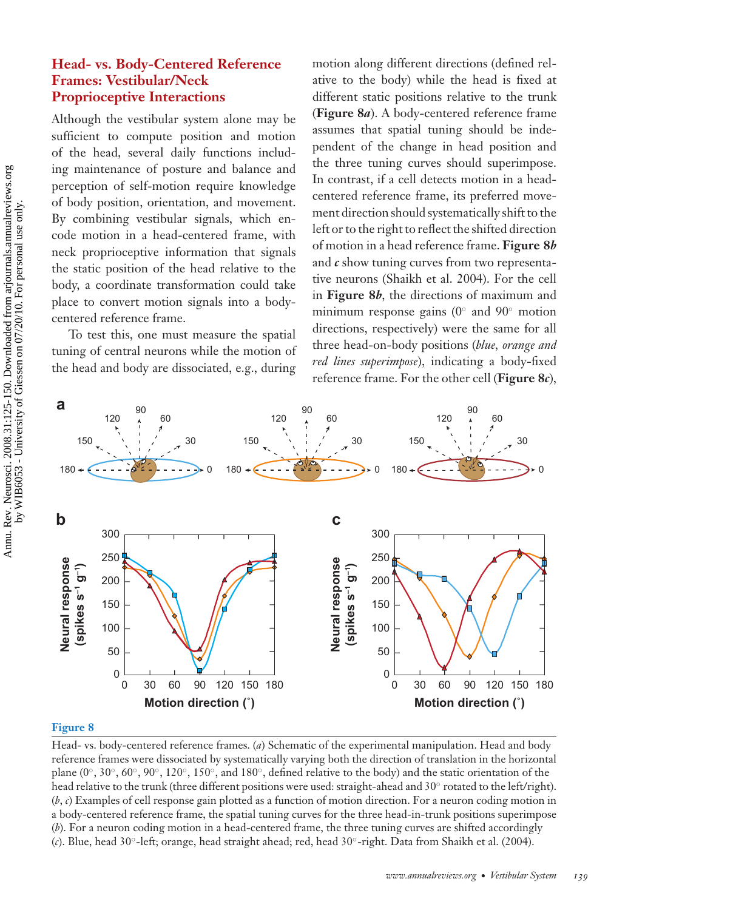### Head- vs. Body-Centered Reference Frames: Vestibular/Neck Proprioceptive Interactions

Although the vestibular system alone may be sufficient to compute position and motion of the head, several daily functions including maintenance of posture and balance and perception of self-motion require knowledge of body position, orientation, and movement. By combining vestibular signals, which encode motion in a head-centered frame, with neck proprioceptive information that signals the static position of the head relative to the body, a coordinate transformation could take place to convert motion signals into a body-centered reference frame.

To test this, one must measure the spatial tuning of central neurons while the motion of the head and body are dissociated, e.g., during motion along different directions (defined relative to the body) while the head is fixed at different static positions relative to the trunk (**Figure 8*a***). A body-centered reference frame assumes that spatial tuning should be independent of the change in head position and the three tuning curves should superimpose. In contrast, if a cell detects motion in a head-centered reference frame, its preferred movement direction should systematically shift to the left or to the right to reflect the shifted direction of motion in a head reference frame. **Figure 8*b*** and ***c*** show tuning curves from two representative neurons (Shaikh et al. 2004). For the cell in **Figure 8*b***, the directions of maximum and minimum response gains (0° and 90° motion directions, respectively) were the same for all three head-on-body positions (*blue, orange and red lines superimpose*), indicating a body-fixed reference frame. For the other cell (**Figure 8*c***),

**Figure 8**

Head- vs. body-centered reference frames. (*a*) Schematic of the experimental manipulation. Head and body reference frames were dissociated by systematically varying both the direction of translation in the horizontal plane (0°, 30°, 60°, 90°, 120°, 150°, and 180°, defined relative to the body) and the static orientation of the head relative to the trunk (three different positions were used: straight-ahead and 30° rotated to the left/right). (*b*, *c*) Examples of cell response gain plotted as a function of motion direction. For a neuron coding motion in a body-centered reference frame, the spatial tuning curves for the three head-in-trunk positions superimpose (*b*). For a neuron coding motion in a head-centered frame, the three tuning curves are shifted accordingly (*c*). Blue, head 30°-left; orange, head straight ahead; red, head 30°-right. Data from Shaikh et al. (2004).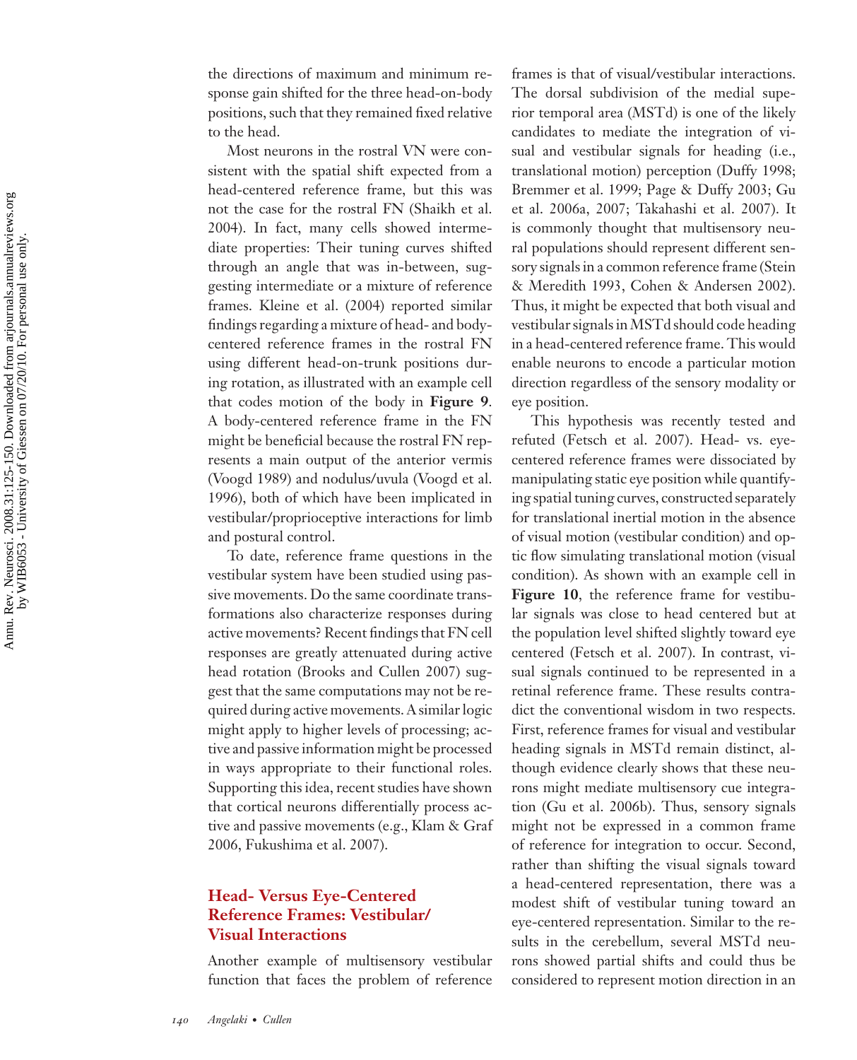the directions of maximum and minimum response gain shifted for the three head-on-body positions, such that they remained fixed relative to the head.

Most neurons in the rostral VN were consistent with the spatial shift expected from a head-centered reference frame, but this was not the case for the rostral FN (Shaikh et al. 2004). In fact, many cells showed intermediate properties: Their tuning curves shifted through an angle that was in-between, suggesting intermediate or a mixture of reference frames. Kleine et al. (2004) reported similar findings regarding a mixture of head- and body-centered reference frames in the rostral FN using different head-on-trunk positions during rotation, as illustrated with an example cell that codes motion of the body in **Figure 9**. A body-centered reference frame in the FN might be beneficial because the rostral FN represents a main output of the anterior vermis (Voogd 1989) and nodulus/uvula (Voogd et al. 1996), both of which have been implicated in vestibular/proprioceptive interactions for limb and postural control.

To date, reference frame questions in the vestibular system have been studied using passive movements. Do the same coordinate transformations also characterize responses during active movements? Recent findings that FN cell responses are greatly attenuated during active head rotation (Brooks and Cullen 2007) suggest that the same computations may not be required during active movements. A similar logic might apply to higher levels of processing; active and passive information might be processed in ways appropriate to their functional roles. Supporting this idea, recent studies have shown that cortical neurons differentially process active and passive movements (e.g., Klam & Graf 2006, Fukushima et al. 2007).

## Head- Versus Eye-Centered Reference Frames: Vestibular/Visual Interactions

Another example of multisensory vestibular function that faces the problem of reference frames is that of visual/vestibular interactions. The dorsal subdivision of the medial superior temporal area (MSTd) is one of the likely candidates to mediate the integration of visual and vestibular signals for heading (i.e., translational motion) perception (Duffy 1998; Bremmer et al. 1999; Page & Duffy 2003; Gu et al. 2006a, 2007; Takahashi et al. 2007). It is commonly thought that multisensory neural populations should represent different sensory signals in a common reference frame (Stein & Meredith 1993, Cohen & Andersen 2002). Thus, it might be expected that both visual and vestibular signals in MSTd should code heading in a head-centered reference frame. This would enable neurons to encode a particular motion direction regardless of the sensory modality or eye position.

This hypothesis was recently tested and refuted (Fetsch et al. 2007). Head- vs. eye-centered reference frames were dissociated by manipulating static eye position while quantifying spatial tuning curves, constructed separately for translational inertial motion in the absence of visual motion (vestibular condition) and optic flow simulating translational motion (visual condition). As shown with an example cell in **Figure 10**, the reference frame for vestibular signals was close to head centered but at the population level shifted slightly toward eye centered (Fetsch et al. 2007). In contrast, visual signals continued to be represented in a retinal reference frame. These results contradict the conventional wisdom in two respects. First, reference frames for visual and vestibular heading signals in MSTd remain distinct, although evidence clearly shows that these neurons might mediate multisensory cue integration (Gu et al. 2006b). Thus, sensory signals might not be expressed in a common frame of reference for integration to occur. Second, rather than shifting the visual signals toward a head-centered representation, there was a modest shift of vestibular tuning toward an eye-centered representation. Similar to the results in the cerebellum, several MSTd neurons showed partial shifts and could thus be considered to represent motion direction in an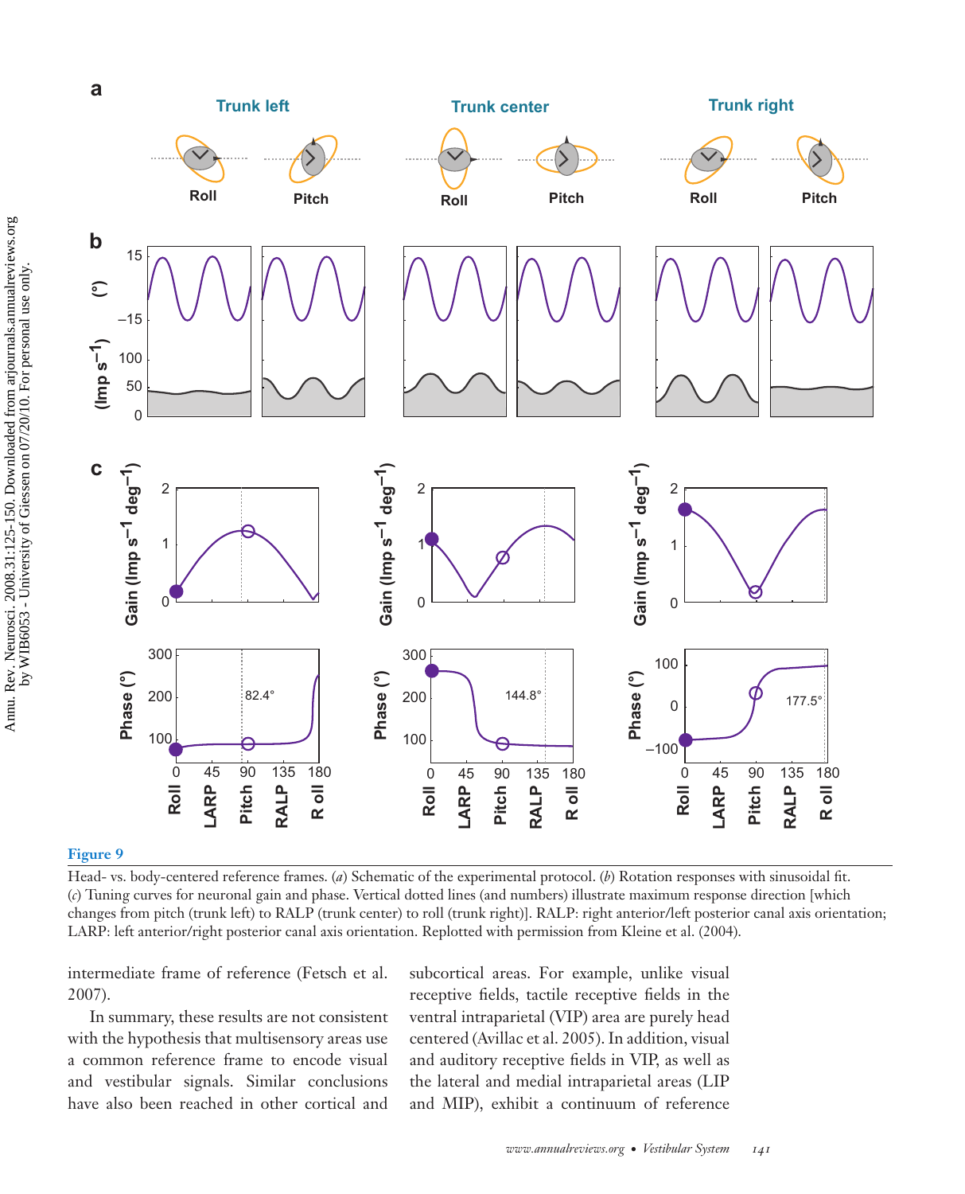**Figure 9**

Head- vs. body-centered reference frames. (*a*) Schematic of the experimental protocol. (*b*) Rotation responses with sinusoidal fit. (*c*) Tuning curves for neuronal gain and phase. Vertical dotted lines (and numbers) illustrate maximum response direction [which changes from pitch (trunk left) to RALP (trunk center) to roll (trunk right)]. RALP: right anterior/left posterior canal axis orientation; LARP: left anterior/right posterior canal axis orientation. Replotted with permission from Kleine et al. (2004).

intermediate frame of reference (Fetsch et al. 2007).

In summary, these results are not consistent with the hypothesis that multisensory areas use a common reference frame to encode visual and vestibular signals. Similar conclusions have also been reached in other cortical and subcortical areas. For example, unlike visual receptive fields, tactile receptive fields in the ventral intraparietal (VIP) area are purely head centered (Avillac et al. 2005). In addition, visual and auditory receptive fields in VIP, as well as the lateral and medial intraparietal areas (LIP and MIP), exhibit a continuum of reference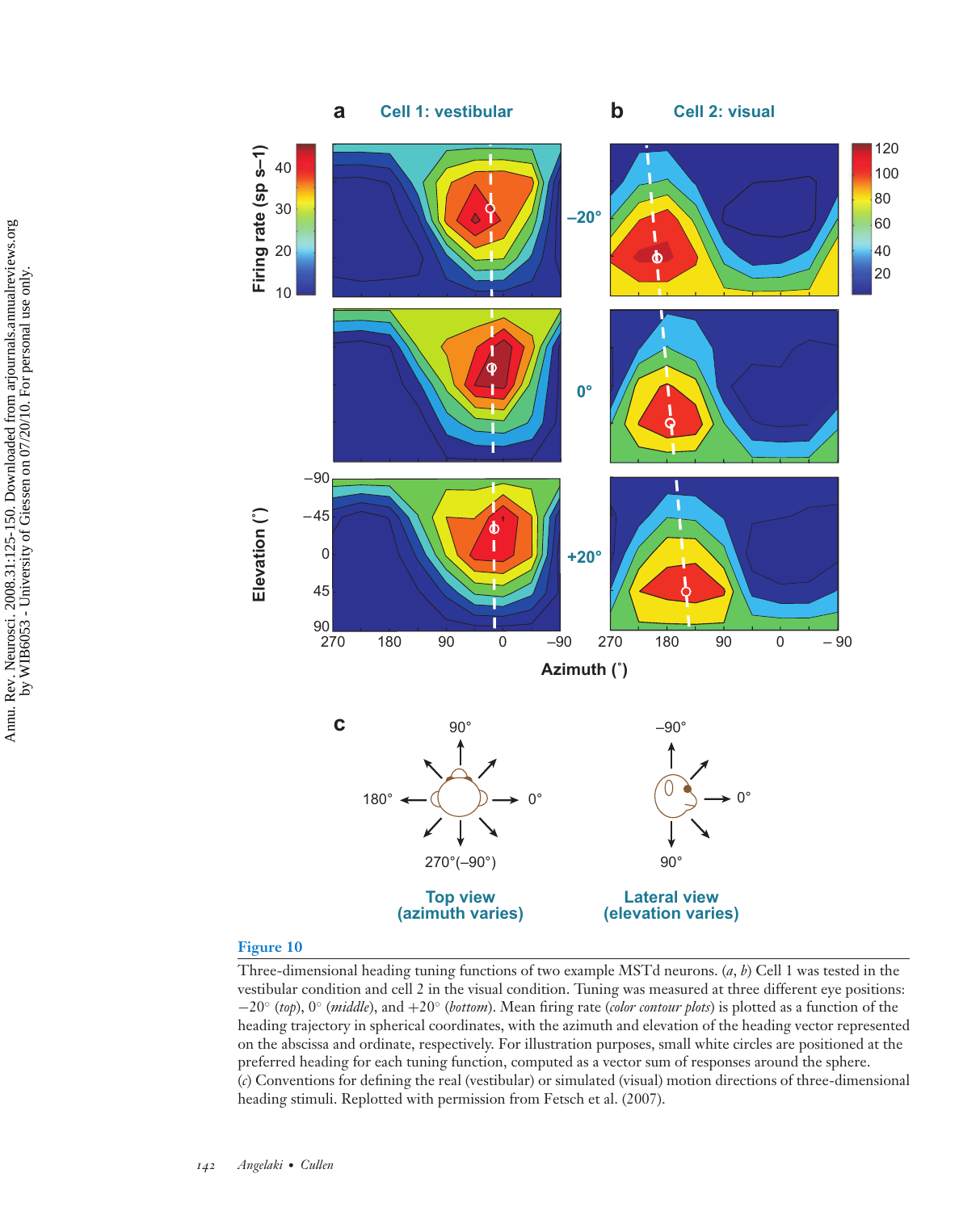**Figure 10**

Three-dimensional heading tuning functions of two example MSTd neurons. (*a*, *b*) Cell 1 was tested in the vestibular condition and cell 2 in the visual condition. Tuning was measured at three different eye positions: $-20°$ (*top*), $0°$ (*middle*), and $+20°$ (*bottom*). Mean firing rate (*color contour plots*) is plotted as a function of the heading trajectory in spherical coordinates, with the azimuth and elevation of the heading vector represented on the abscissa and ordinate, respectively. For illustration purposes, small white circles are positioned at the preferred heading for each tuning function, computed as a vector sum of responses around the sphere. (*c*) Conventions for defining the real (vestibular) or simulated (visual) motion directions of three-dimensional heading stimuli. Replotted with permission from Fetsch et al. (2007).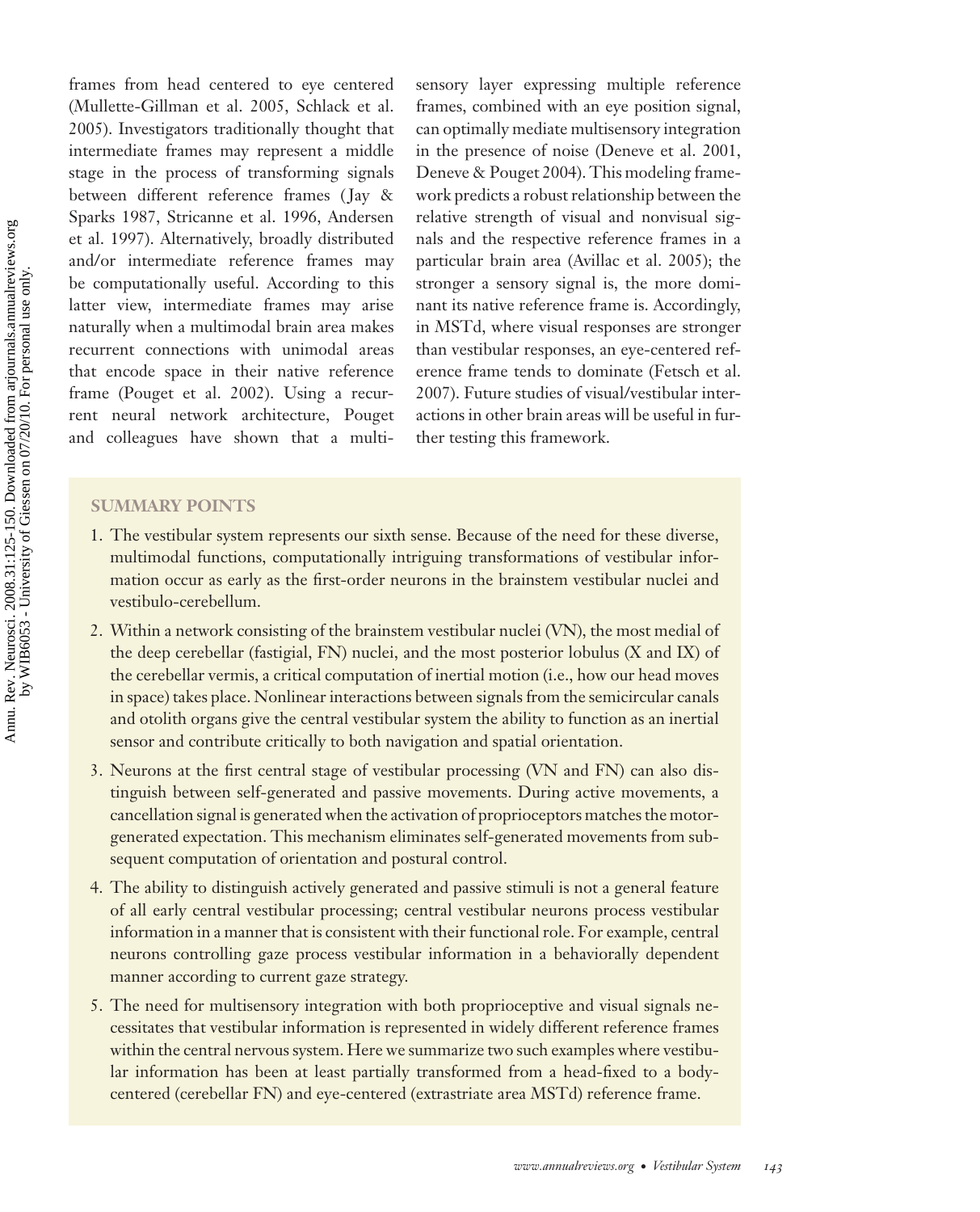frames from head centered to eye centered (Mullette-Gillman et al. 2005, Schlack et al. 2005). Investigators traditionally thought that intermediate frames may represent a middle stage in the process of transforming signals between different reference frames (Jay & Sparks 1987, Stricanne et al. 1996, Andersen et al. 1997). Alternatively, broadly distributed and/or intermediate reference frames may be computationally useful. According to this latter view, intermediate frames may arise naturally when a multimodal brain area makes recurrent connections with unimodal areas that encode space in their native reference frame (Pouget et al. 2002). Using a recurrent neural network architecture, Pouget and colleagues have shown that a multisensory layer expressing multiple reference frames, combined with an eye position signal, can optimally mediate multisensory integration in the presence of noise (Deneve et al. 2001, Deneve & Pouget 2004). This modeling framework predicts a robust relationship between the relative strength of visual and nonvisual signals and the respective reference frames in a particular brain area (Avillac et al. 2005); the stronger a sensory signal is, the more dominant its native reference frame is. Accordingly, in MSTd, where visual responses are stronger than vestibular responses, an eye-centered reference frame tends to dominate (Fetsch et al. 2007). Future studies of visual/vestibular interactions in other brain areas will be useful in further testing this framework.

## SUMMARY POINTS

1. The vestibular system represents our sixth sense. Because of the need for these diverse, multimodal functions, computationally intriguing transformations of vestibular information occur as early as the first-order neurons in the brainstem vestibular nuclei and vestibulo-cerebellum.
2. Within a network consisting of the brainstem vestibular nuclei (VN), the most medial of the deep cerebellar (fastigial, FN) nuclei, and the most posterior lobulus (X and IX) of the cerebellar vermis, a critical computation of inertial motion (i.e., how our head moves in space) takes place. Nonlinear interactions between signals from the semicircular canals and otolith organs give the central vestibular system the ability to function as an inertial sensor and contribute critically to both navigation and spatial orientation.
3. Neurons at the first central stage of vestibular processing (VN and FN) can also distinguish between self-generated and passive movements. During active movements, a cancellation signal is generated when the activation of proprioceptors matches the motor-generated expectation. This mechanism eliminates self-generated movements from subsequent computation of orientation and postural control.
4. The ability to distinguish actively generated and passive stimuli is not a general feature of all early central vestibular processing; central vestibular neurons process vestibular information in a manner that is consistent with their functional role. For example, central neurons controlling gaze process vestibular information in a behaviorally dependent manner according to current gaze strategy.
5. The need for multisensory integration with both proprioceptive and visual signals necessitates that vestibular information is represented in widely different reference frames within the central nervous system. Here we summarize two such examples where vestibular information has been at least partially transformed from a head-fixed to a body-centered (cerebellar FN) and eye-centered (extrastriate area MSTd) reference frame.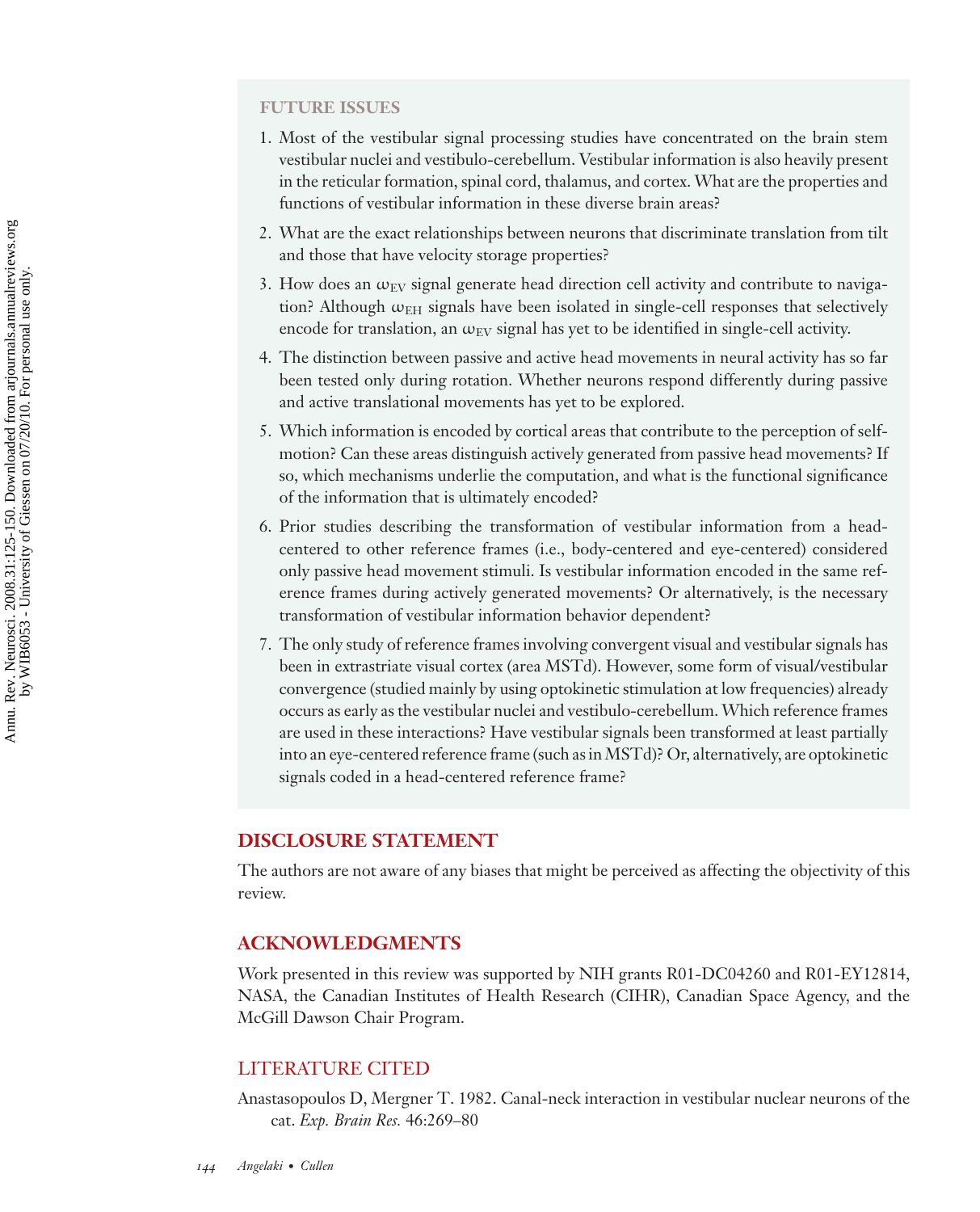## FUTURE ISSUES

1. Most of the vestibular signal processing studies have concentrated on the brain stem vestibular nuclei and vestibulo-cerebellum. Vestibular information is also heavily present in the reticular formation, spinal cord, thalamus, and cortex. What are the properties and functions of vestibular information in these diverse brain areas?
2. What are the exact relationships between neurons that discriminate translation from tilt and those that have velocity storage properties?
3. How does an $\omega_{EV}$ signal generate head direction cell activity and contribute to navigation? Although $\omega_{EH}$ signals have been isolated in single-cell responses that selectively encode for translation, an $\omega_{EV}$ signal has yet to be identified in single-cell activity.
4. The distinction between passive and active head movements in neural activity has so far been tested only during rotation. Whether neurons respond differently during passive and active translational movements has yet to be explored.
5. Which information is encoded by cortical areas that contribute to the perception of self-motion? Can these areas distinguish actively generated from passive head movements? If so, which mechanisms underlie the computation, and what is the functional significance of the information that is ultimately encoded?
6. Prior studies describing the transformation of vestibular information from a head-centered to other reference frames (i.e., body-centered and eye-centered) considered only passive head movement stimuli. Is vestibular information encoded in the same reference frames during actively generated movements? Or alternatively, is the necessary transformation of vestibular information behavior dependent?
7. The only study of reference frames involving convergent visual and vestibular signals has been in extrastriate visual cortex (area MSTd). However, some form of visual/vestibular convergence (studied mainly by using optokinetic stimulation at low frequencies) already occurs as early as the vestibular nuclei and vestibulo-cerebellum. Which reference frames are used in these interactions? Have vestibular signals been transformed at least partially into an eye-centered reference frame (such as in MSTd)? Or, alternatively, are optokinetic signals coded in a head-centered reference frame?

## DISCLOSURE STATEMENT

The authors are not aware of any biases that might be perceived as affecting the objectivity of this review.

## ACKNOWLEDGMENTS

Work presented in this review was supported by NIH grants R01-DC04260 and R01-EY12814, NASA, the Canadian Institutes of Health Research (CIHR), Canadian Space Agency, and the McGill Dawson Chair Program.

## LITERATURE CITED

Anastasopoulos D, Mergner T. 1982. Canal-neck interaction in vestibular nuclear neurons of the cat. *Exp. Brain Res.* 46:269–80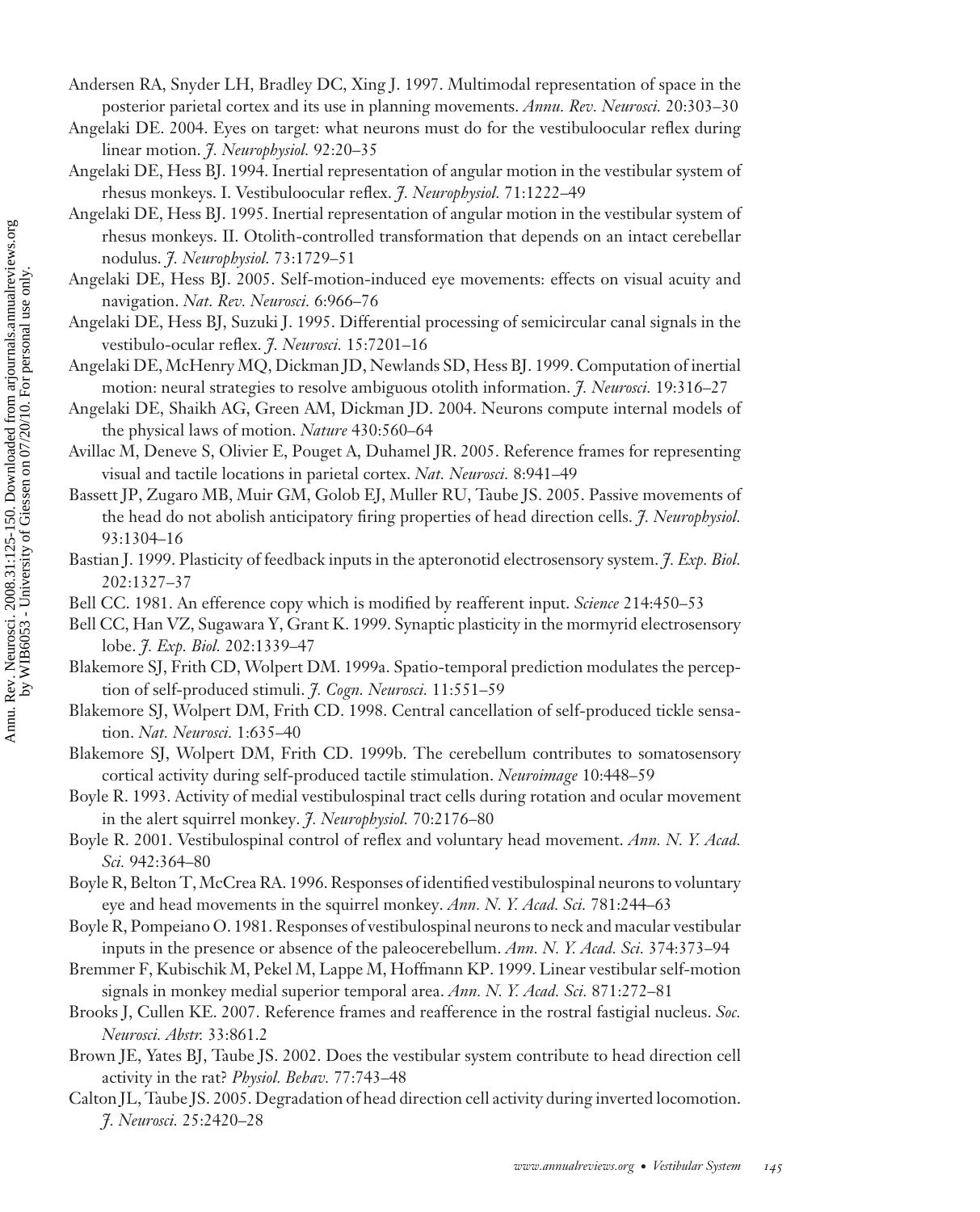Andersen RA, Snyder LH, Bradley DC, Xing J. 1997. Multimodal representation of space in the posterior parietal cortex and its use in planning movements. *Annu. Rev. Neurosci.* 20:303–30

Angelaki DE. 2004. Eyes on target: what neurons must do for the vestibuloocular reflex during linear motion. *J. Neurophysiol.* 92:20–35

Angelaki DE, Hess BJ. 1994. Inertial representation of angular motion in the vestibular system of rhesus monkeys. I. Vestibuloocular reflex. *J. Neurophysiol.* 71:1222–49

Angelaki DE, Hess BJ. 1995. Inertial representation of angular motion in the vestibular system of rhesus monkeys. II. Otolith-controlled transformation that depends on an intact cerebellar nodulus. *J. Neurophysiol.* 73:1729–51

Angelaki DE, Hess BJ. 2005. Self-motion-induced eye movements: effects on visual acuity and navigation. *Nat. Rev. Neurosci.* 6:966–76

Angelaki DE, Hess BJ, Suzuki J. 1995. Differential processing of semicircular canal signals in the vestibulo-ocular reflex. *J. Neurosci.* 15:7201–16

Angelaki DE, McHenry MQ, Dickman JD, Newlands SD, Hess BJ. 1999. Computation of inertial motion: neural strategies to resolve ambiguous otolith information. *J. Neurosci.* 19:316–27

Angelaki DE, Shaikh AG, Green AM, Dickman JD. 2004. Neurons compute internal models of the physical laws of motion. *Nature* 430:560–64

Avillac M, Deneve S, Olivier E, Pouget A, Duhamel JR. 2005. Reference frames for representing visual and tactile locations in parietal cortex. *Nat. Neurosci.* 8:941–49

Bassett JP, Zugaro MB, Muir GM, Golob EJ, Muller RU, Taube JS. 2005. Passive movements of the head do not abolish anticipatory firing properties of head direction cells. *J. Neurophysiol.* 93:1304–16

Bastian J. 1999. Plasticity of feedback inputs in the apteronotid electrosensory system. *J. Exp. Biol.* 202:1327–37

Bell CC. 1981. An efference copy which is modified by reafferent input. *Science* 214:450–53

Bell CC, Han VZ, Sugawara Y, Grant K. 1999. Synaptic plasticity in the mormyrid electrosensory lobe. *J. Exp. Biol.* 202:1339–47

Blakemore SJ, Frith CD, Wolpert DM. 1999a. Spatio-temporal prediction modulates the perception of self-produced stimuli. *J. Cogn. Neurosci.* 11:551–59

Blakemore SJ, Wolpert DM, Frith CD. 1998. Central cancellation of self-produced tickle sensation. *Nat. Neurosci.* 1:635–40

Blakemore SJ, Wolpert DM, Frith CD. 1999b. The cerebellum contributes to somatosensory cortical activity during self-produced tactile stimulation. *Neuroimage* 10:448–59

Boyle R. 1993. Activity of medial vestibulospinal tract cells during rotation and ocular movement in the alert squirrel monkey. *J. Neurophysiol.* 70:2176–80

Boyle R. 2001. Vestibulospinal control of reflex and voluntary head movement. *Ann. N. Y. Acad. Sci.* 942:364–80

Boyle R, Belton T, McCrea RA. 1996. Responses of identified vestibulospinal neurons to voluntary eye and head movements in the squirrel monkey. *Ann. N. Y. Acad. Sci.* 781:244–63

Boyle R, Pompeiano O. 1981. Responses of vestibulospinal neurons to neck and macular vestibular inputs in the presence or absence of the paleocerebellum. *Ann. N. Y. Acad. Sci.* 374:373–94

Bremmer F, Kubischik M, Pekel M, Lappe M, Hoffmann KP. 1999. Linear vestibular self-motion signals in monkey medial superior temporal area. *Ann. N. Y. Acad. Sci.* 871:272–81

Brooks J, Cullen KE. 2007. Reference frames and reafference in the rostral fastigial nucleus. *Soc. Neurosci. Abstr.* 33:861.2

Brown JE, Yates BJ, Taube JS. 2002. Does the vestibular system contribute to head direction cell activity in the rat? *Physiol. Behav.* 77:743–48

Calton JL, Taube JS. 2005. Degradation of head direction cell activity during inverted locomotion. *J. Neurosci.* 25:2420–28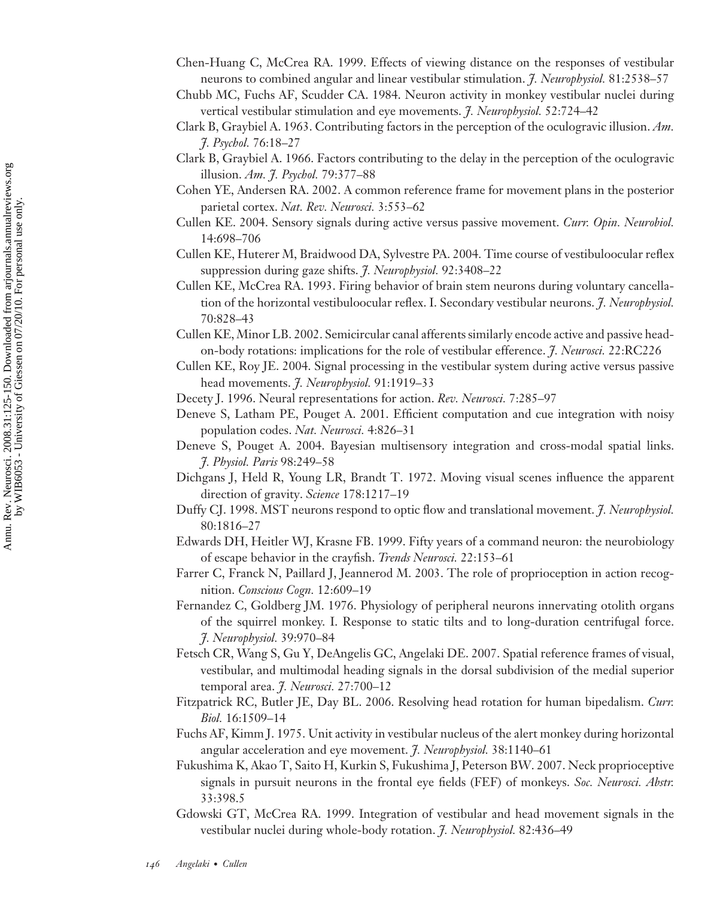Chen-Huang C, McCrea RA. 1999. Effects of viewing distance on the responses of vestibular neurons to combined angular and linear vestibular stimulation. *J. Neurophysiol.* 81:2538–57

Chubb MC, Fuchs AF, Scudder CA. 1984. Neuron activity in monkey vestibular nuclei during vertical vestibular stimulation and eye movements. *J. Neurophysiol.* 52:724–42

Clark B, Graybiel A. 1963. Contributing factors in the perception of the oculogravic illusion. *Am. J. Psychol.* 76:18–27

Clark B, Graybiel A. 1966. Factors contributing to the delay in the perception of the oculogravic illusion. *Am. J. Psychol.* 79:377–88

Cohen YE, Andersen RA. 2002. A common reference frame for movement plans in the posterior parietal cortex. *Nat. Rev. Neurosci.* 3:553–62

Cullen KE. 2004. Sensory signals during active versus passive movement. *Curr. Opin. Neurobiol.* 14:698–706

Cullen KE, Huterer M, Braidwood DA, Sylvestre PA. 2004. Time course of vestibuloocular reflex suppression during gaze shifts. *J. Neurophysiol.* 92:3408–22

Cullen KE, McCrea RA. 1993. Firing behavior of brain stem neurons during voluntary cancellation of the horizontal vestibuloocular reflex. I. Secondary vestibular neurons. *J. Neurophysiol.* 70:828–43

Cullen KE, Minor LB. 2002. Semicircular canal afferents similarly encode active and passive head-on-body rotations: implications for the role of vestibular efference. *J. Neurosci.* 22:RC226

Cullen KE, Roy JE. 2004. Signal processing in the vestibular system during active versus passive head movements. *J. Neurophysiol.* 91:1919–33

Decety J. 1996. Neural representations for action. *Rev. Neurosci.* 7:285–97

Deneve S, Latham PE, Pouget A. 2001. Efficient computation and cue integration with noisy population codes. *Nat. Neurosci.* 4:826–31

Deneve S, Pouget A. 2004. Bayesian multisensory integration and cross-modal spatial links. *J. Physiol. Paris* 98:249–58

Dichgans J, Held R, Young LR, Brandt T. 1972. Moving visual scenes influence the apparent direction of gravity. *Science* 178:1217–19

Duffy CJ. 1998. MST neurons respond to optic flow and translational movement. *J. Neurophysiol.* 80:1816–27

Edwards DH, Heitler WJ, Krasne FB. 1999. Fifty years of a command neuron: the neurobiology of escape behavior in the crayfish. *Trends Neurosci.* 22:153–61

Farrer C, Franck N, Paillard J, Jeannerod M. 2003. The role of proprioception in action recognition. *Conscious Cogn.* 12:609–19

Fernandez C, Goldberg JM. 1976. Physiology of peripheral neurons innervating otolith organs of the squirrel monkey. I. Response to static tilts and to long-duration centrifugal force. *J. Neurophysiol.* 39:970–84

Fetsch CR, Wang S, Gu Y, DeAngelis GC, Angelaki DE. 2007. Spatial reference frames of visual, vestibular, and multimodal heading signals in the dorsal subdivision of the medial superior temporal area. *J. Neurosci.* 27:700–12

Fitzpatrick RC, Butler JE, Day BL. 2006. Resolving head rotation for human bipedalism. *Curr. Biol.* 16:1509–14

Fuchs AF, Kimm J. 1975. Unit activity in vestibular nucleus of the alert monkey during horizontal angular acceleration and eye movement. *J. Neurophysiol.* 38:1140–61

Fukushima K, Akao T, Saito H, Kurkin S, Fukushima J, Peterson BW. 2007. Neck proprioceptive signals in pursuit neurons in the frontal eye fields (FEF) of monkeys. *Soc. Neurosci. Abstr.* 33:398.5

Gdowski GT, McCrea RA. 1999. Integration of vestibular and head movement signals in the vestibular nuclei during whole-body rotation. *J. Neurophysiol.* 82:436–49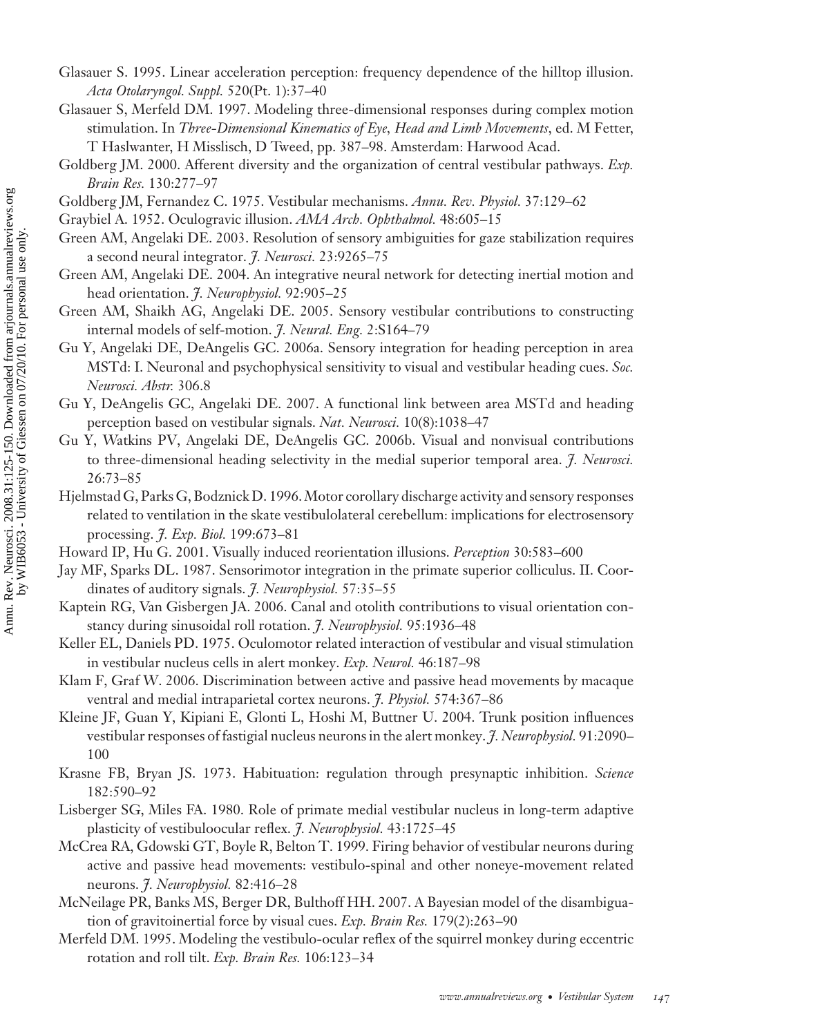Glasauer S. 1995. Linear acceleration perception: frequency dependence of the hilltop illusion. *Acta Otolaryngol. Suppl.* 520(Pt. 1):37–40

Glasauer S, Merfeld DM. 1997. Modeling three-dimensional responses during complex motion stimulation. In *Three-Dimensional Kinematics of Eye, Head and Limb Movements*, ed. M Fetter, T Haslwanter, H Misslisch, D Tweed, pp. 387–98. Amsterdam: Harwood Acad.

Goldberg JM. 2000. Afferent diversity and the organization of central vestibular pathways. *Exp. Brain Res.* 130:277–97

Goldberg JM, Fernandez C. 1975. Vestibular mechanisms. *Annu. Rev. Physiol.* 37:129–62

Graybiel A. 1952. Oculogravic illusion. *AMA Arch. Ophthalmol.* 48:605–15

Green AM, Angelaki DE. 2003. Resolution of sensory ambiguities for gaze stabilization requires a second neural integrator. *J. Neurosci.* 23:9265–75

Green AM, Angelaki DE. 2004. An integrative neural network for detecting inertial motion and head orientation. *J. Neurophysiol.* 92:905–25

Green AM, Shaikh AG, Angelaki DE. 2005. Sensory vestibular contributions to constructing internal models of self-motion. *J. Neural. Eng.* 2:S164–79

Gu Y, Angelaki DE, DeAngelis GC. 2006a. Sensory integration for heading perception in area MSTd: I. Neuronal and psychophysical sensitivity to visual and vestibular heading cues. *Soc. Neurosci. Abstr.* 306.8

Gu Y, DeAngelis GC, Angelaki DE. 2007. A functional link between area MSTd and heading perception based on vestibular signals. *Nat. Neurosci.* 10(8):1038–47

Gu Y, Watkins PV, Angelaki DE, DeAngelis GC. 2006b. Visual and nonvisual contributions to three-dimensional heading selectivity in the medial superior temporal area. *J. Neurosci.* 26:73–85

Hjelmstad G, Parks G, Bodznick D. 1996. Motor corollary discharge activity and sensory responses related to ventilation in the skate vestibulolateral cerebellum: implications for electrosensory processing. *J. Exp. Biol.* 199:673–81

Howard IP, Hu G. 2001. Visually induced reorientation illusions. *Perception* 30:583–600

Jay MF, Sparks DL. 1987. Sensorimotor integration in the primate superior colliculus. II. Coordinates of auditory signals. *J. Neurophysiol.* 57:35–55

Kaptein RG, Van Gisbergen JA. 2006. Canal and otolith contributions to visual orientation constancy during sinusoidal roll rotation. *J. Neurophysiol.* 95:1936–48

Keller EL, Daniels PD. 1975. Oculomotor related interaction of vestibular and visual stimulation in vestibular nucleus cells in alert monkey. *Exp. Neurol.* 46:187–98

Klam F, Graf W. 2006. Discrimination between active and passive head movements by macaque ventral and medial intraparietal cortex neurons. *J. Physiol.* 574:367–86

Kleine JF, Guan Y, Kipiani E, Glonti L, Hoshi M, Buttner U. 2004. Trunk position influences vestibular responses of fastigial nucleus neurons in the alert monkey. *J. Neurophysiol.* 91:2090–100

Krasne FB, Bryan JS. 1973. Habituation: regulation through presynaptic inhibition. *Science* 182:590–92

Lisberger SG, Miles FA. 1980. Role of primate medial vestibular nucleus in long-term adaptive plasticity of vestibuloocular reflex. *J. Neurophysiol.* 43:1725–45

McCrea RA, Gdowski GT, Boyle R, Belton T. 1999. Firing behavior of vestibular neurons during active and passive head movements: vestibulo-spinal and other noneye-movement related neurons. *J. Neurophysiol.* 82:416–28

McNeilage PR, Banks MS, Berger DR, Bulthoff HH. 2007. A Bayesian model of the disambiguation of gravitoinertial force by visual cues. *Exp. Brain Res.* 179(2):263–90

Merfeld DM. 1995. Modeling the vestibulo-ocular reflex of the squirrel monkey during eccentric rotation and roll tilt. *Exp. Brain Res.* 106:123–34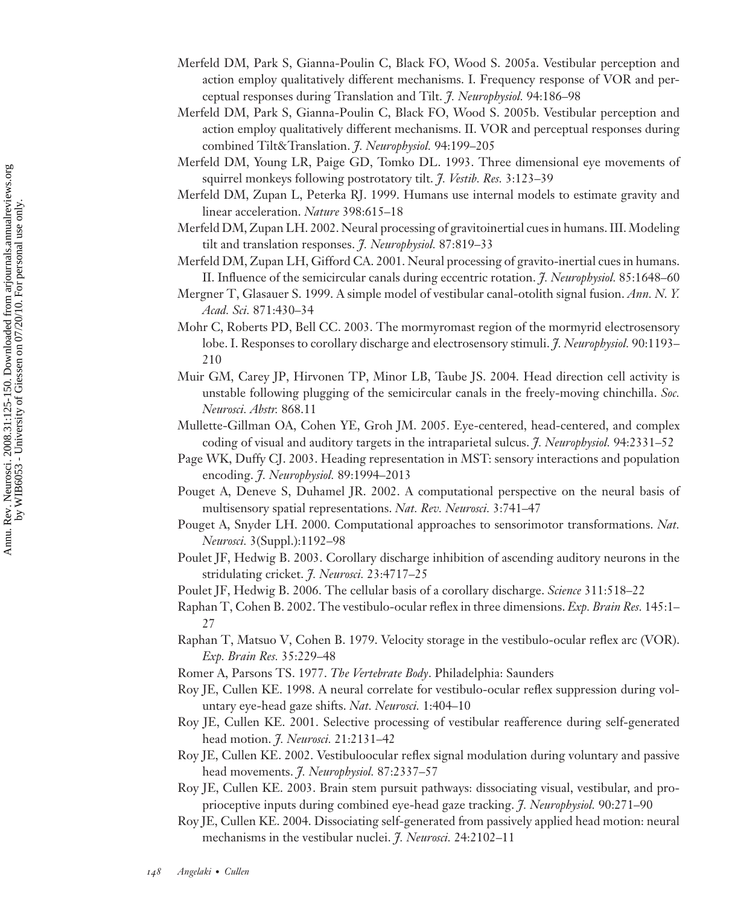Merfeld DM, Park S, Gianna-Poulin C, Black FO, Wood S. 2005a. Vestibular perception and action employ qualitatively different mechanisms. I. Frequency response of VOR and perceptual responses during Translation and Tilt. *J. Neurophysiol.* 94:186–98

Merfeld DM, Park S, Gianna-Poulin C, Black FO, Wood S. 2005b. Vestibular perception and action employ qualitatively different mechanisms. II. VOR and perceptual responses during combined Tilt&Translation. *J. Neurophysiol.* 94:199–205

Merfeld DM, Young LR, Paige GD, Tomko DL. 1993. Three dimensional eye movements of squirrel monkeys following postrotatory tilt. *J. Vestib. Res.* 3:123–39

Merfeld DM, Zupan L, Peterka RJ. 1999. Humans use internal models to estimate gravity and linear acceleration. *Nature* 398:615–18

Merfeld DM, Zupan LH. 2002. Neural processing of gravitoinertial cues in humans. III. Modeling tilt and translation responses. *J. Neurophysiol.* 87:819–33

Merfeld DM, Zupan LH, Gifford CA. 2001. Neural processing of gravito-inertial cues in humans. II. Influence of the semicircular canals during eccentric rotation. *J. Neurophysiol.* 85:1648–60

Mergner T, Glasauer S. 1999. A simple model of vestibular canal-otolith signal fusion. *Ann. N. Y. Acad. Sci.* 871:430–34

Mohr C, Roberts PD, Bell CC. 2003. The mormyromast region of the mormyrid electrosensory lobe. I. Responses to corollary discharge and electrosensory stimuli. *J. Neurophysiol.* 90:1193–210

Muir GM, Carey JP, Hirvonen TP, Minor LB, Taube JS. 2004. Head direction cell activity is unstable following plugging of the semicircular canals in the freely-moving chinchilla. *Soc. Neurosci. Abstr.* 868.11

Mullette-Gillman OA, Cohen YE, Groh JM. 2005. Eye-centered, head-centered, and complex coding of visual and auditory targets in the intraparietal sulcus. *J. Neurophysiol.* 94:2331–52

Page WK, Duffy CJ. 2003. Heading representation in MST: sensory interactions and population encoding. *J. Neurophysiol.* 89:1994–2013

Pouget A, Deneve S, Duhamel JR. 2002. A computational perspective on the neural basis of multisensory spatial representations. *Nat. Rev. Neurosci.* 3:741–47

Pouget A, Snyder LH. 2000. Computational approaches to sensorimotor transformations. *Nat. Neurosci.* 3(Suppl.):1192–98

Poulet JF, Hedwig B. 2003. Corollary discharge inhibition of ascending auditory neurons in the stridulating cricket. *J. Neurosci.* 23:4717–25

Poulet JF, Hedwig B. 2006. The cellular basis of a corollary discharge. *Science* 311:518–22

Raphan T, Cohen B. 2002. The vestibulo-ocular reflex in three dimensions. *Exp. Brain Res.* 145:1–27

Raphan T, Matsuo V, Cohen B. 1979. Velocity storage in the vestibulo-ocular reflex arc (VOR). *Exp. Brain Res.* 35:229–48

Romer A, Parsons TS. 1977. *The Vertebrate Body*. Philadelphia: Saunders

Roy JE, Cullen KE. 1998. A neural correlate for vestibulo-ocular reflex suppression during voluntary eye-head gaze shifts. *Nat. Neurosci.* 1:404–10

Roy JE, Cullen KE. 2001. Selective processing of vestibular reafference during self-generated head motion. *J. Neurosci.* 21:2131–42

Roy JE, Cullen KE. 2002. Vestibuloocular reflex signal modulation during voluntary and passive head movements. *J. Neurophysiol.* 87:2337–57

Roy JE, Cullen KE. 2003. Brain stem pursuit pathways: dissociating visual, vestibular, and proprioceptive inputs during combined eye-head gaze tracking. *J. Neurophysiol.* 90:271–90

Roy JE, Cullen KE. 2004. Dissociating self-generated from passively applied head motion: neural mechanisms in the vestibular nuclei. *J. Neurosci.* 24:2102–11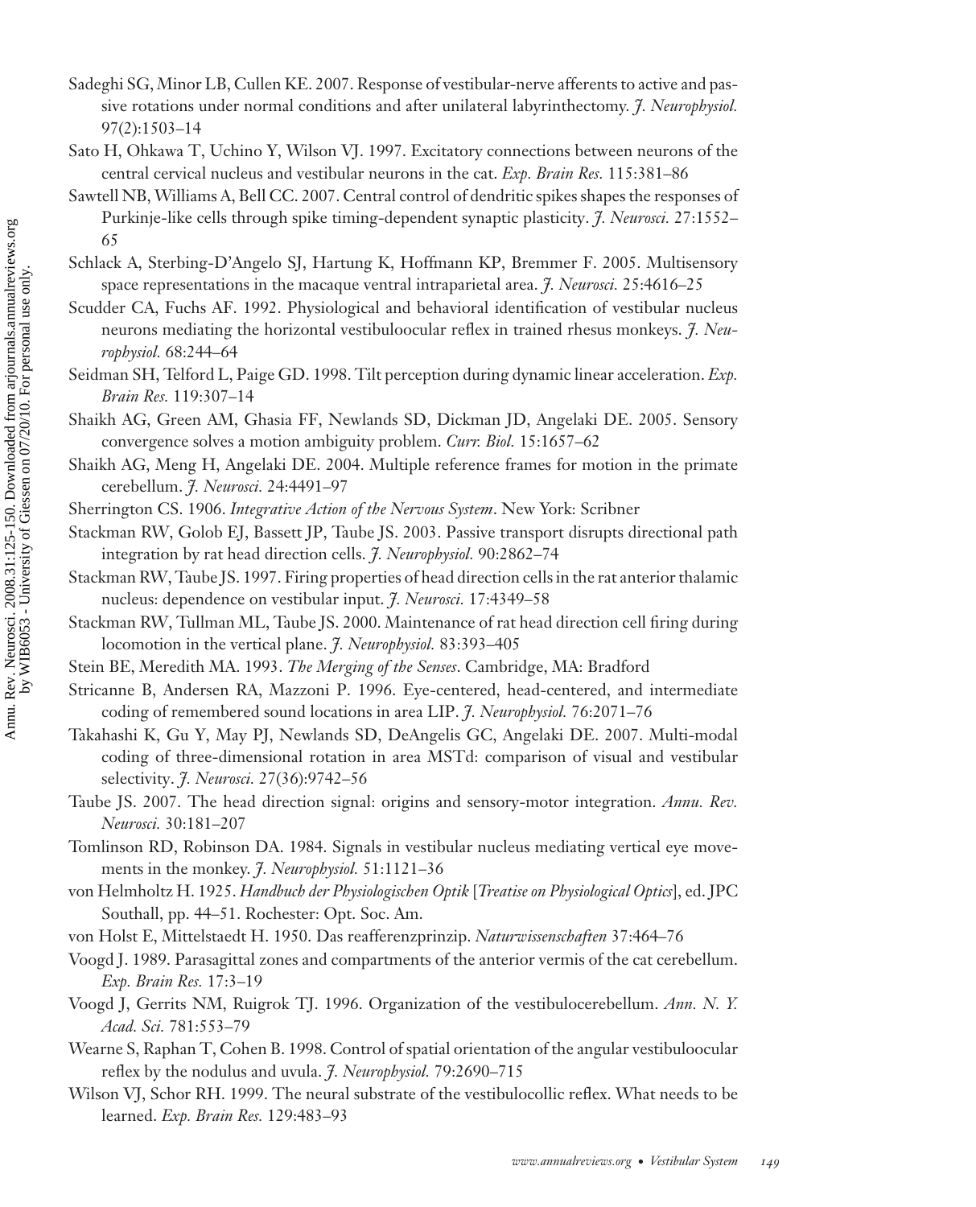Sadeghi SG, Minor LB, Cullen KE. 2007. Response of vestibular-nerve afferents to active and passive rotations under normal conditions and after unilateral labyrinthectomy. *J. Neurophysiol.* 97(2):1503–14

Sato H, Ohkawa T, Uchino Y, Wilson VJ. 1997. Excitatory connections between neurons of the central cervical nucleus and vestibular neurons in the cat. *Exp. Brain Res.* 115:381–86

Sawtell NB, Williams A, Bell CC. 2007. Central control of dendritic spikes shapes the responses of Purkinje-like cells through spike timing-dependent synaptic plasticity. *J. Neurosci.* 27:1552–65

Schlack A, Sterbing-D'Angelo SJ, Hartung K, Hoffmann KP, Bremmer F. 2005. Multisensory space representations in the macaque ventral intraparietal area. *J. Neurosci.* 25:4616–25

Scudder CA, Fuchs AF. 1992. Physiological and behavioral identification of vestibular nucleus neurons mediating the horizontal vestibuloocular reflex in trained rhesus monkeys. *J. Neurophysiol.* 68:244–64

Seidman SH, Telford L, Paige GD. 1998. Tilt perception during dynamic linear acceleration. *Exp. Brain Res.* 119:307–14

Shaikh AG, Green AM, Ghasia FF, Newlands SD, Dickman JD, Angelaki DE. 2005. Sensory convergence solves a motion ambiguity problem. *Curr. Biol.* 15:1657–62

Shaikh AG, Meng H, Angelaki DE. 2004. Multiple reference frames for motion in the primate cerebellum. *J. Neurosci.* 24:4491–97

Sherrington CS. 1906. *Integrative Action of the Nervous System*. New York: Scribner

Stackman RW, Golob EJ, Bassett JP, Taube JS. 2003. Passive transport disrupts directional path integration by rat head direction cells. *J. Neurophysiol.* 90:2862–74

Stackman RW, Taube JS. 1997. Firing properties of head direction cells in the rat anterior thalamic nucleus: dependence on vestibular input. *J. Neurosci.* 17:4349–58

Stackman RW, Tullman ML, Taube JS. 2000. Maintenance of rat head direction cell firing during locomotion in the vertical plane. *J. Neurophysiol.* 83:393–405

Stein BE, Meredith MA. 1993. *The Merging of the Senses*. Cambridge, MA: Bradford

Stricanne B, Andersen RA, Mazzoni P. 1996. Eye-centered, head-centered, and intermediate coding of remembered sound locations in area LIP. *J. Neurophysiol.* 76:2071–76

Takahashi K, Gu Y, May PJ, Newlands SD, DeAngelis GC, Angelaki DE. 2007. Multi-modal coding of three-dimensional rotation in area MSTd: comparison of visual and vestibular selectivity. *J. Neurosci.* 27(36):9742–56

Taube JS. 2007. The head direction signal: origins and sensory-motor integration. *Annu. Rev. Neurosci.* 30:181–207

Tomlinson RD, Robinson DA. 1984. Signals in vestibular nucleus mediating vertical eye movements in the monkey. *J. Neurophysiol.* 51:1121–36

von Helmholtz H. 1925. *Handbuch der Physiologischen Optik* [*Treatise on Physiological Optics*], ed. JPC Southall, pp. 44–51. Rochester: Opt. Soc. Am.

von Holst E, Mittelstaedt H. 1950. Das reafferenzprinzip. *Naturwissenschaften* 37:464–76

Voogd J. 1989. Parasagittal zones and compartments of the anterior vermis of the cat cerebellum. *Exp. Brain Res.* 17:3–19

Voogd J, Gerrits NM, Ruigrok TJ. 1996. Organization of the vestibulocerebellum. *Ann. N. Y. Acad. Sci.* 781:553–79

Wearne S, Raphan T, Cohen B. 1998. Control of spatial orientation of the angular vestibuloocular reflex by the nodulus and uvula. *J. Neurophysiol.* 79:2690–715

Wilson VJ, Schor RH. 1999. The neural substrate of the vestibulocollic reflex. What needs to be learned. *Exp. Brain Res.* 129:483–93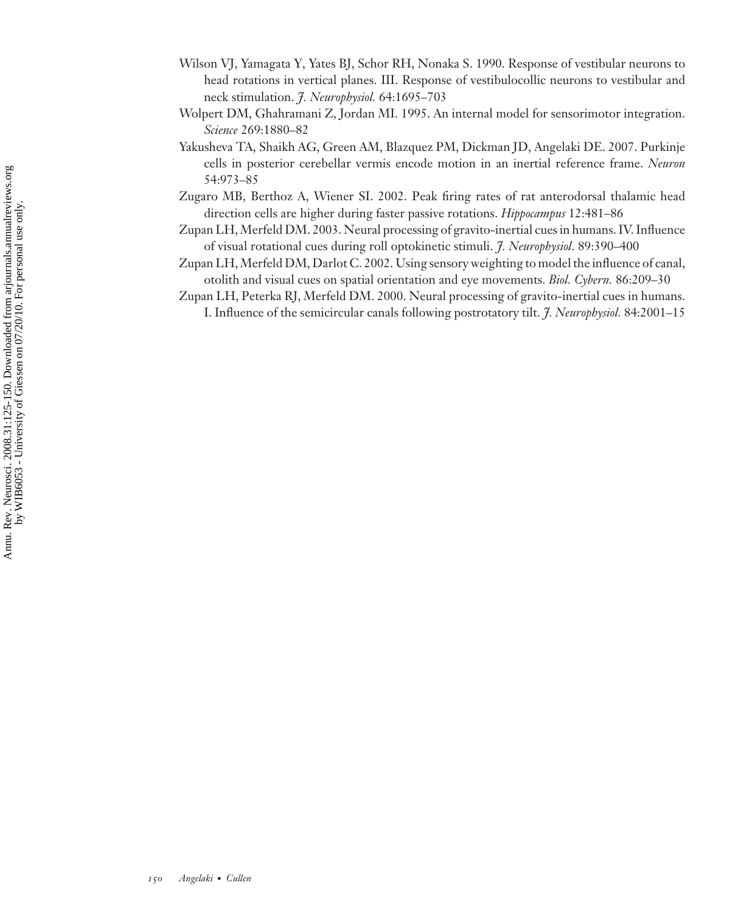Wilson VJ, Yamagata Y, Yates BJ, Schor RH, Nonaka S. 1990. Response of vestibular neurons to head rotations in vertical planes. III. Response of vestibulocollic neurons to vestibular and neck stimulation. *J. Neurophysiol.* 64:1695–703

Wolpert DM, Ghahramani Z, Jordan MI. 1995. An internal model for sensorimotor integration. *Science* 269:1880–82

Yakusheva TA, Shaikh AG, Green AM, Blazquez PM, Dickman JD, Angelaki DE. 2007. Purkinje cells in posterior cerebellar vermis encode motion in an inertial reference frame. *Neuron* 54:973–85

Zugaro MB, Berthoz A, Wiener SI. 2002. Peak firing rates of rat anterodorsal thalamic head direction cells are higher during faster passive rotations. *Hippocampus* 12:481–86

Zupan LH, Merfeld DM. 2003. Neural processing of gravito-inertial cues in humans. IV. Influence of visual rotational cues during roll optokinetic stimuli. *J. Neurophysiol.* 89:390–400

Zupan LH, Merfeld DM, Darlot C. 2002. Using sensory weighting to model the influence of canal, otolith and visual cues on spatial orientation and eye movements. *Biol. Cybern.* 86:209–30

Zupan LH, Peterka RJ, Merfeld DM. 2000. Neural processing of gravito-inertial cues in humans. I. Influence of the semicircular canals following postrotatory tilt. *J. Neurophysiol.* 84:2001–15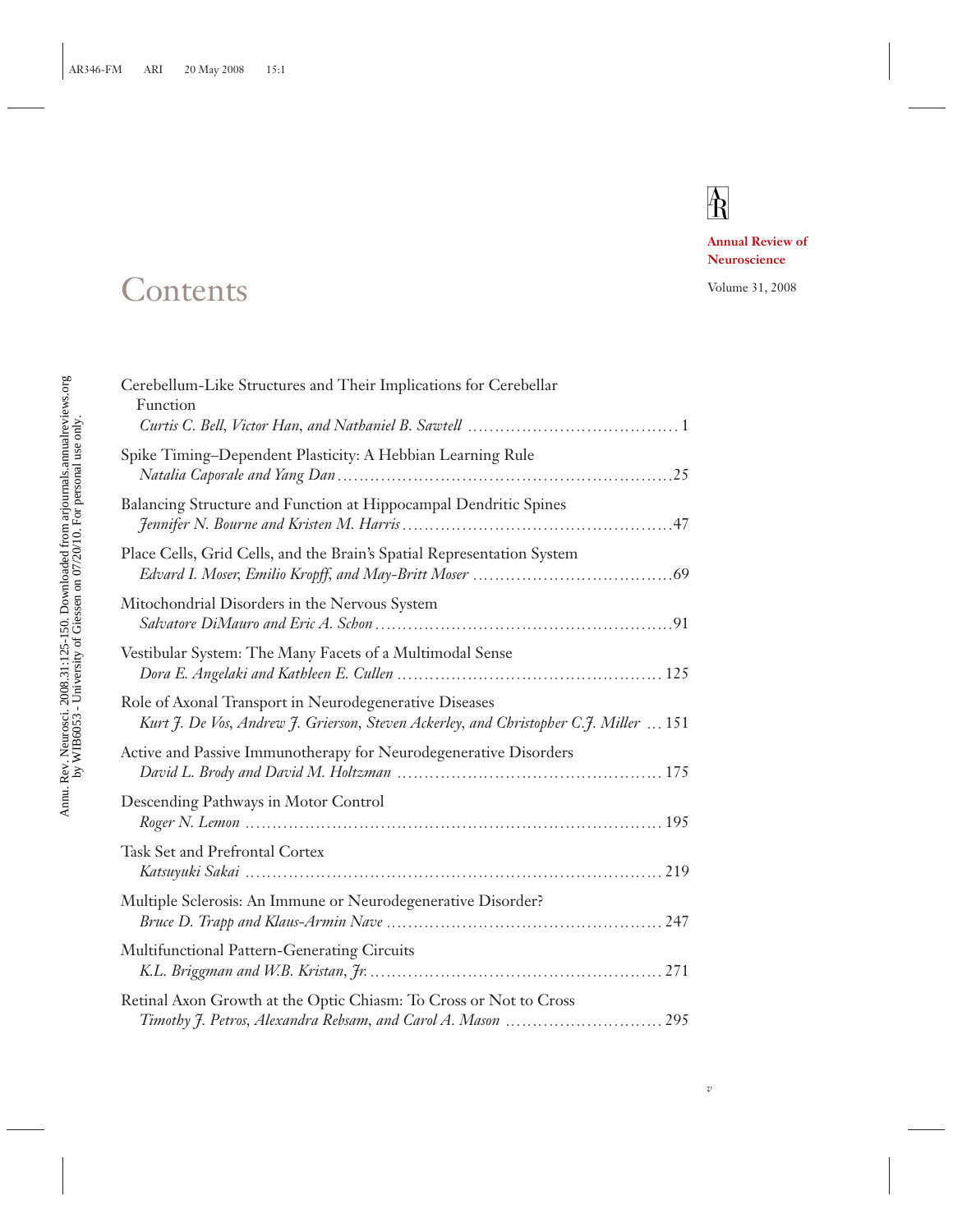Annual Review of Neuroscience

Volume 31, 2008

# Contents

Cerebellum-Like Structures and Their Implications for Cerebellar Function
*Curtis C. Bell, Victor Han, and Nathaniel B. Sawtell* . . . . . . . . . . . . . . . . . . . . . . . . . . . . . . . . . . . . . 1

Spike Timing–Dependent Plasticity: A Hebbian Learning Rule
*Natalia Caporale and Yang Dan* . . . . . . . . . . . . . . . . . . . . . . . . . . . . . . . . . . . . . . . . . . . . . . . . . . . . . . . . . 25

Balancing Structure and Function at Hippocampal Dendritic Spines
*Jennifer N. Bourne and Kristen M. Harris* . . . . . . . . . . . . . . . . . . . . . . . . . . . . . . . . . . . . . . . . . . . . . . . 47

Place Cells, Grid Cells, and the Brain's Spatial Representation System
*Edvard I. Moser, Emilio Kropff, and May-Britt Moser* . . . . . . . . . . . . . . . . . . . . . . . . . . . . . . . . . . . . 69

Mitochondrial Disorders in the Nervous System
*Salvatore DiMauro and Eric A. Schon* . . . . . . . . . . . . . . . . . . . . . . . . . . . . . . . . . . . . . . . . . . . . . . . . . . 91

Vestibular System: The Many Facets of a Multimodal Sense
*Dora E. Angelaki and Kathleen E. Cullen* . . . . . . . . . . . . . . . . . . . . . . . . . . . . . . . . . . . . . . . . . . . . . . 125

Role of Axonal Transport in Neurodegenerative Diseases
*Kurt J. De Vos, Andrew J. Grierson, Steven Ackerley, and Christopher C.J. Miller* . . . 151

Active and Passive Immunotherapy for Neurodegenerative Disorders
*David L. Brody and David M. Holtzman* . . . . . . . . . . . . . . . . . . . . . . . . . . . . . . . . . . . . . . . . . . . . . . . 175

Descending Pathways in Motor Control
*Roger N. Lemon* . . . . . . . . . . . . . . . . . . . . . . . . . . . . . . . . . . . . . . . . . . . . . . . . . . . . . . . . . . . . . . . . . . . . . . 195

Task Set and Prefrontal Cortex
*Katsuyuki Sakai* . . . . . . . . . . . . . . . . . . . . . . . . . . . . . . . . . . . . . . . . . . . . . . . . . . . . . . . . . . . . . . . . . . . . . . 219

Multiple Sclerosis: An Immune or Neurodegenerative Disorder?
*Bruce D. Trapp and Klaus-Armin Nave* . . . . . . . . . . . . . . . . . . . . . . . . . . . . . . . . . . . . . . . . . . . . . . . . 247

Multifunctional Pattern-Generating Circuits
*K.L. Briggman and W.B. Kristan, Jr.* . . . . . . . . . . . . . . . . . . . . . . . . . . . . . . . . . . . . . . . . . . . . . . . . . . . . 271

Retinal Axon Growth at the Optic Chiasm: To Cross or Not to Cross
*Timothy J. Petros, Alexandra Rebsam, and Carol A. Mason* . . . . . . . . . . . . . . . . . . . . . . . . . . . . 295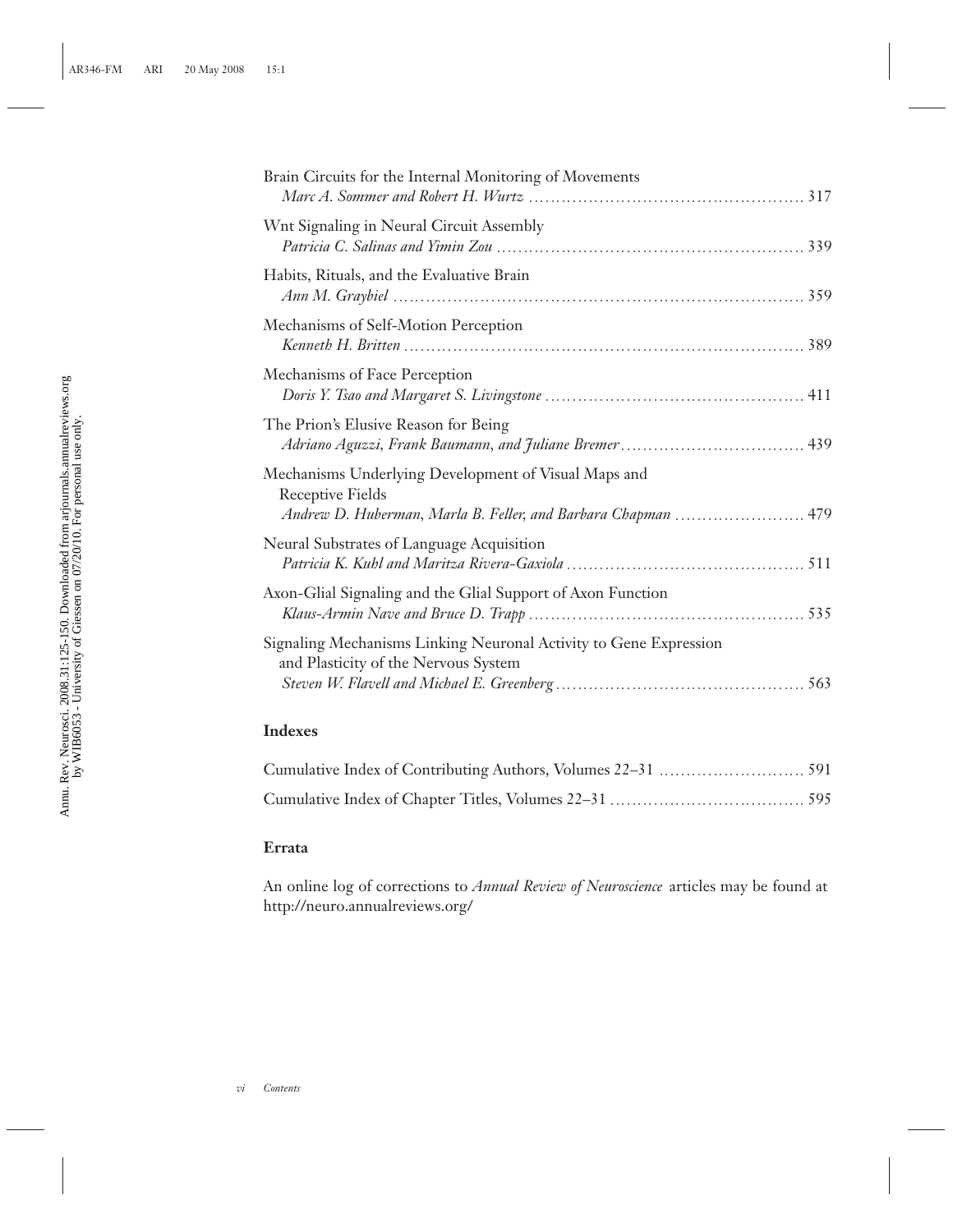Brain Circuits for the Internal Monitoring of Movements
*Marc A. Sommer and Robert H. Wurtz* ............................................... 317

Wnt Signaling in Neural Circuit Assembly
*Patricia C. Salinas and Yimin Zou* ............................................... 339

Habits, Rituals, and the Evaluative Brain
*Ann M. Graybiel* ............................................... 359

Mechanisms of Self-Motion Perception
*Kenneth H. Britten* ............................................... 389

Mechanisms of Face Perception
*Doris Y. Tsao and Margaret S. Livingstone* ............................................... 411

The Prion's Elusive Reason for Being
*Adriano Aguzzi, Frank Baumann, and Juliane Bremer* ............................................... 439

Mechanisms Underlying Development of Visual Maps and Receptive Fields
*Andrew D. Huberman, Marla B. Feller, and Barbara Chapman* ............................................... 479

Neural Substrates of Language Acquisition
*Patricia K. Kuhl and Maritza Rivera-Gaxiola* ............................................... 511

Axon-Glial Signaling and the Glial Support of Axon Function
*Klaus-Armin Nave and Bruce D. Trapp* ............................................... 535

Signaling Mechanisms Linking Neuronal Activity to Gene Expression and Plasticity of the Nervous System
*Steven W. Flavell and Michael E. Greenberg* ............................................... 563

**Indexes**

Cumulative Index of Contributing Authors, Volumes 22–31 ............................................... 591

Cumulative Index of Chapter Titles, Volumes 22–31 ............................................... 595

**Errata**

An online log of corrections to *Annual Review of Neuroscience* articles may be found at http://neuro.annualreviews.org/